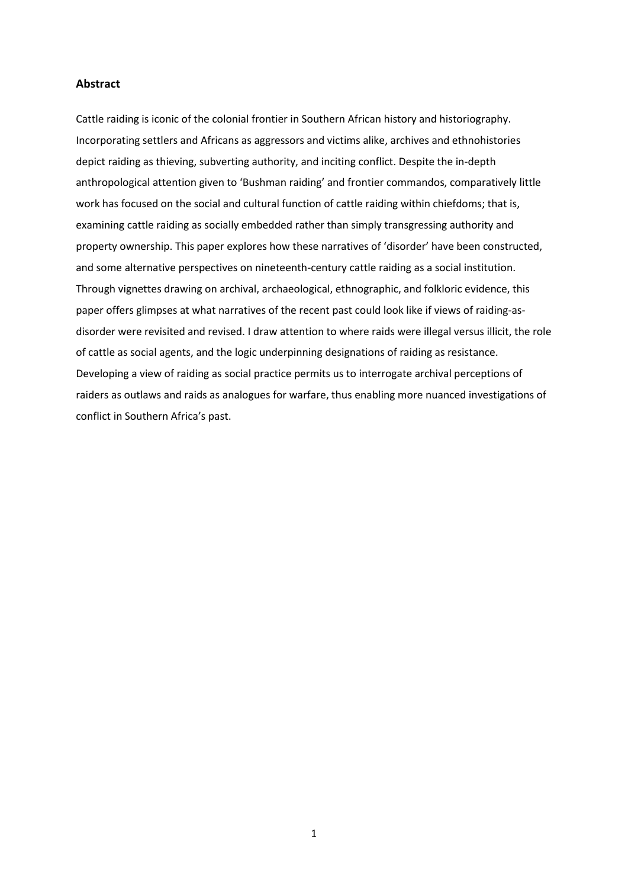## Abstract

Cattle raiding is iconic of the colonial frontier in Southern African history and historiography. Incorporating settlers and Africans as aggressors and victims alike, archives and ethnohistories depict raiding as thieving, subverting authority, and inciting conflict. Despite the in-depth anthropological attention given to 'Bushman raiding' and frontier commandos, comparatively little work has focused on the social and cultural function of cattle raiding within chiefdoms; that is, examining cattle raiding as socially embedded rather than simply transgressing authority and property ownership. This paper explores how these narratives of 'disorder' have been constructed, and some alternative perspectives on nineteenth-century cattle raiding as a social institution. Through vignettes drawing on archival, archaeological, ethnographic, and folkloric evidence, this paper offers glimpses at what narratives of the recent past could look like if views of raiding-as-disorder were revisited and revised. I draw attention to where raids were illegal versus illicit, the role of cattle as social agents, and the logic underpinning designations of raiding as resistance. Developing a view of raiding as social practice permits us to interrogate archival perceptions of raiders as outlaws and raids as analogues for warfare, thus enabling more nuanced investigations of conflict in Southern Africa's past.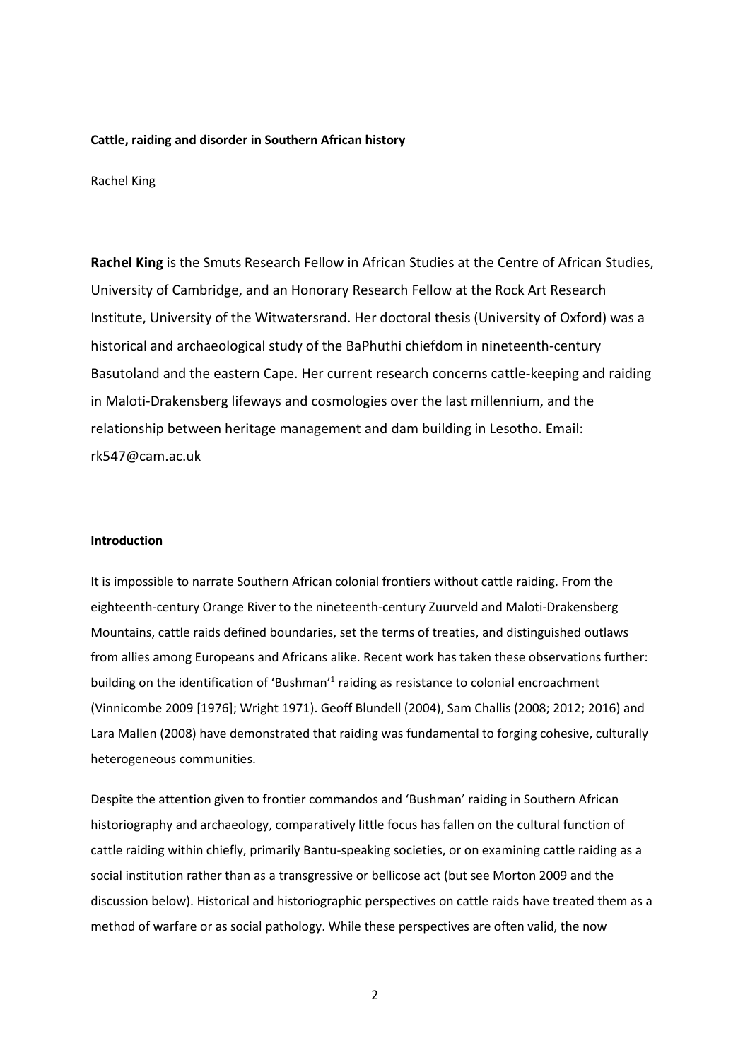**Cattle, raiding and disorder in Southern African history**

Rachel King

**Rachel King** is the Smuts Research Fellow in African Studies at the Centre of African Studies, University of Cambridge, and an Honorary Research Fellow at the Rock Art Research Institute, University of the Witwatersrand. Her doctoral thesis (University of Oxford) was a historical and archaeological study of the BaPhuthi chiefdom in nineteenth-century Basutoland and the eastern Cape. Her current research concerns cattle-keeping and raiding in Maloti-Drakensberg lifeways and cosmologies over the last millennium, and the relationship between heritage management and dam building in Lesotho. Email: rk547@cam.ac.uk

**Introduction**

It is impossible to narrate Southern African colonial frontiers without cattle raiding. From the eighteenth-century Orange River to the nineteenth-century Zuurveld and Maloti-Drakensberg Mountains, cattle raids defined boundaries, set the terms of treaties, and distinguished outlaws from allies among Europeans and Africans alike. Recent work has taken these observations further: building on the identification of 'Bushman'[1] raiding as resistance to colonial encroachment (Vinnicombe 2009 [1976]; Wright 1971). Geoff Blundell (2004), Sam Challis (2008; 2012; 2016) and Lara Mallen (2008) have demonstrated that raiding was fundamental to forging cohesive, culturally heterogeneous communities.

Despite the attention given to frontier commandos and 'Bushman' raiding in Southern African historiography and archaeology, comparatively little focus has fallen on the cultural function of cattle raiding within chiefly, primarily Bantu-speaking societies, or on examining cattle raiding as a social institution rather than as a transgressive or bellicose act (but see Morton 2009 and the discussion below). Historical and historiographic perspectives on cattle raids have treated them as a method of warfare or as social pathology. While these perspectives are often valid, the now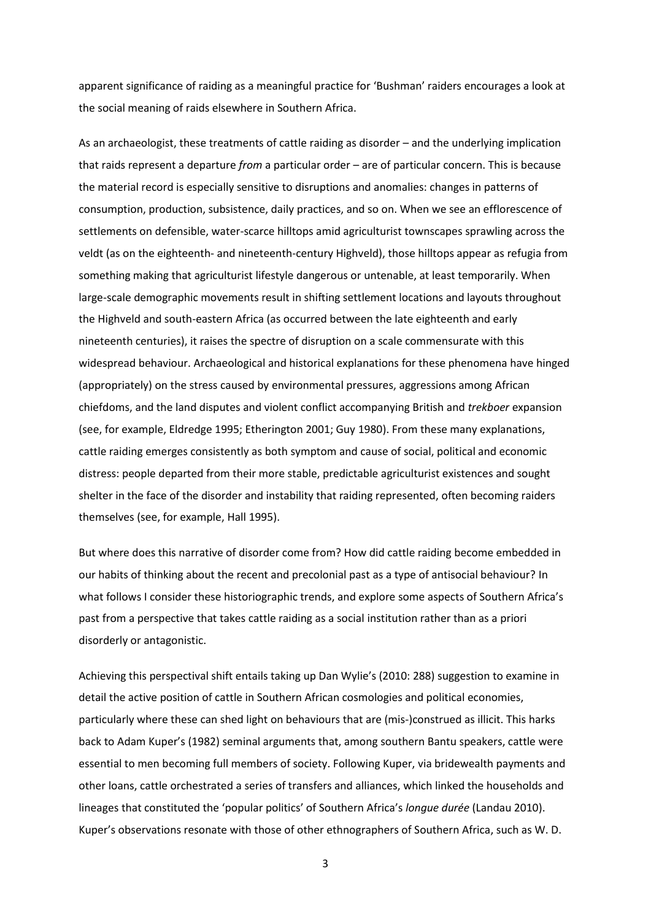apparent significance of raiding as a meaningful practice for 'Bushman' raiders encourages a look at the social meaning of raids elsewhere in Southern Africa.

As an archaeologist, these treatments of cattle raiding as disorder – and the underlying implication that raids represent a departure *from* a particular order – are of particular concern. This is because the material record is especially sensitive to disruptions and anomalies: changes in patterns of consumption, production, subsistence, daily practices, and so on. When we see an efflorescence of settlements on defensible, water-scarce hilltops amid agriculturist townscapes sprawling across the veldt (as on the eighteenth- and nineteenth-century Highveld), those hilltops appear as refugia from something making that agriculturist lifestyle dangerous or untenable, at least temporarily. When large-scale demographic movements result in shifting settlement locations and layouts throughout the Highveld and south-eastern Africa (as occurred between the late eighteenth and early nineteenth centuries), it raises the spectre of disruption on a scale commensurate with this widespread behaviour. Archaeological and historical explanations for these phenomena have hinged (appropriately) on the stress caused by environmental pressures, aggressions among African chiefdoms, and the land disputes and violent conflict accompanying British and *trekboer* expansion (see, for example, Eldredge 1995; Etherington 2001; Guy 1980). From these many explanations, cattle raiding emerges consistently as both symptom and cause of social, political and economic distress: people departed from their more stable, predictable agriculturist existences and sought shelter in the face of the disorder and instability that raiding represented, often becoming raiders themselves (see, for example, Hall 1995).

But where does this narrative of disorder come from? How did cattle raiding become embedded in our habits of thinking about the recent and precolonial past as a type of antisocial behaviour? In what follows I consider these historiographic trends, and explore some aspects of Southern Africa's past from a perspective that takes cattle raiding as a social institution rather than as a priori disorderly or antagonistic.

Achieving this perspectival shift entails taking up Dan Wylie's (2010: 288) suggestion to examine in detail the active position of cattle in Southern African cosmologies and political economies, particularly where these can shed light on behaviours that are (mis-)construed as illicit. This harks back to Adam Kuper's (1982) seminal arguments that, among southern Bantu speakers, cattle were essential to men becoming full members of society. Following Kuper, via bridewealth payments and other loans, cattle orchestrated a series of transfers and alliances, which linked the households and lineages that constituted the 'popular politics' of Southern Africa's *longue durée* (Landau 2010). Kuper's observations resonate with those of other ethnographers of Southern Africa, such as W. D.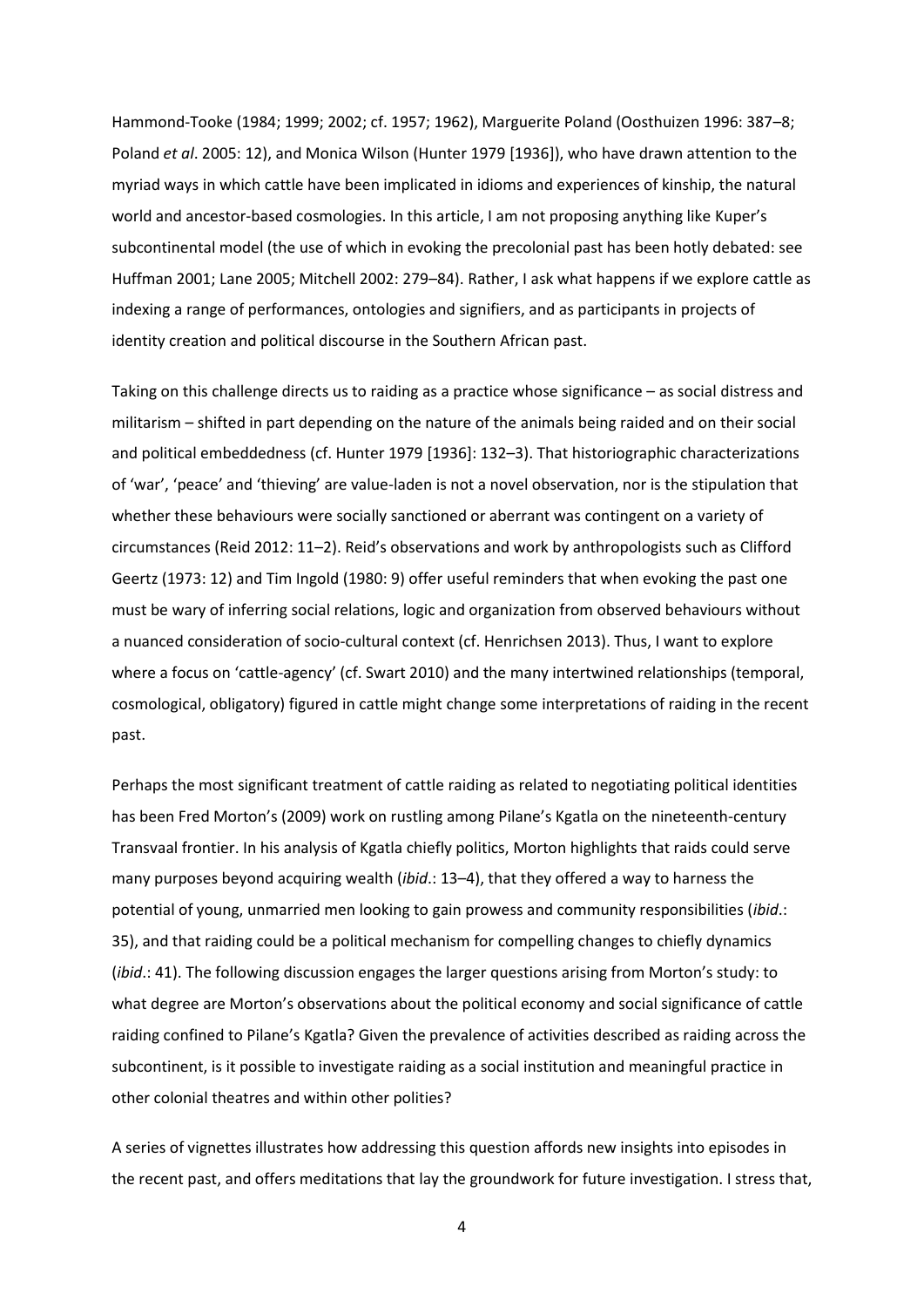Hammond-Tooke (1984; 1999; 2002; cf. 1957; 1962), Marguerite Poland (Oosthuizen 1996: 387–8; Poland *et al*. 2005: 12), and Monica Wilson (Hunter 1979 [1936]), who have drawn attention to the myriad ways in which cattle have been implicated in idioms and experiences of kinship, the natural world and ancestor-based cosmologies. In this article, I am not proposing anything like Kuper's subcontinental model (the use of which in evoking the precolonial past has been hotly debated: see Huffman 2001; Lane 2005; Mitchell 2002: 279–84). Rather, I ask what happens if we explore cattle as indexing a range of performances, ontologies and signifiers, and as participants in projects of identity creation and political discourse in the Southern African past.

Taking on this challenge directs us to raiding as a practice whose significance – as social distress and militarism – shifted in part depending on the nature of the animals being raided and on their social and political embeddedness (cf. Hunter 1979 [1936]: 132–3). That historiographic characterizations of 'war', 'peace' and 'thieving' are value-laden is not a novel observation, nor is the stipulation that whether these behaviours were socially sanctioned or aberrant was contingent on a variety of circumstances (Reid 2012: 11–2). Reid's observations and work by anthropologists such as Clifford Geertz (1973: 12) and Tim Ingold (1980: 9) offer useful reminders that when evoking the past one must be wary of inferring social relations, logic and organization from observed behaviours without a nuanced consideration of socio-cultural context (cf. Henrichsen 2013). Thus, I want to explore where a focus on 'cattle-agency' (cf. Swart 2010) and the many intertwined relationships (temporal, cosmological, obligatory) figured in cattle might change some interpretations of raiding in the recent past.

Perhaps the most significant treatment of cattle raiding as related to negotiating political identities has been Fred Morton's (2009) work on rustling among Pilane's Kgatla on the nineteenth-century Transvaal frontier. In his analysis of Kgatla chiefly politics, Morton highlights that raids could serve many purposes beyond acquiring wealth (*ibid*.: 13–4), that they offered a way to harness the potential of young, unmarried men looking to gain prowess and community responsibilities (*ibid*.: 35), and that raiding could be a political mechanism for compelling changes to chiefly dynamics (*ibid*.: 41). The following discussion engages the larger questions arising from Morton's study: to what degree are Morton's observations about the political economy and social significance of cattle raiding confined to Pilane's Kgatla? Given the prevalence of activities described as raiding across the subcontinent, is it possible to investigate raiding as a social institution and meaningful practice in other colonial theatres and within other polities?

A series of vignettes illustrates how addressing this question affords new insights into episodes in the recent past, and offers meditations that lay the groundwork for future investigation. I stress that,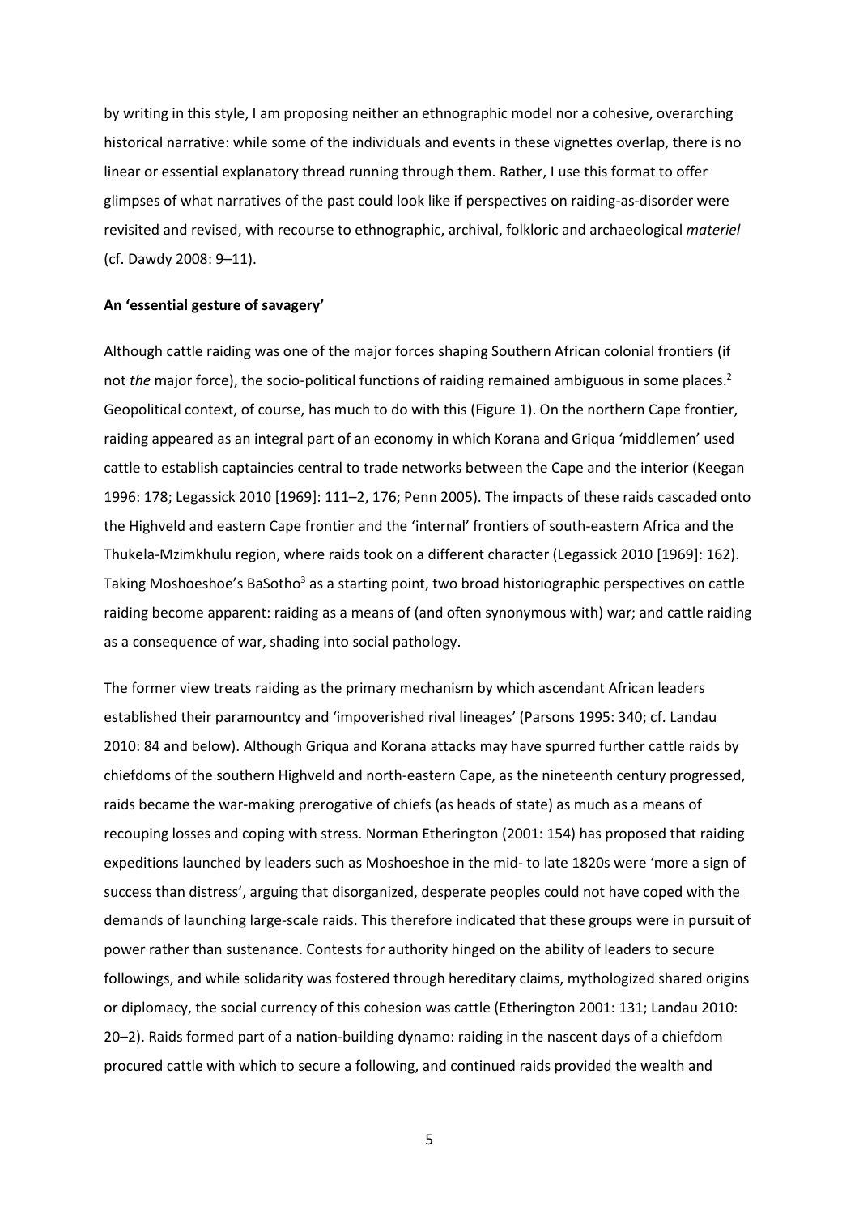by writing in this style, I am proposing neither an ethnographic model nor a cohesive, overarching historical narrative: while some of the individuals and events in these vignettes overlap, there is no linear or essential explanatory thread running through them. Rather, I use this format to offer glimpses of what narratives of the past could look like if perspectives on raiding-as-disorder were revisited and revised, with recourse to ethnographic, archival, folkloric and archaeological *materiel* (cf. Dawdy 2008: 9–11).

**An 'essential gesture of savagery'**

Although cattle raiding was one of the major forces shaping Southern African colonial frontiers (if not *the* major force), the socio-political functions of raiding remained ambiguous in some places.[2] Geopolitical context, of course, has much to do with this (Figure 1). On the northern Cape frontier, raiding appeared as an integral part of an economy in which Korana and Griqua 'middlemen' used cattle to establish captaincies central to trade networks between the Cape and the interior (Keegan 1996: 178; Legassick 2010 [1969]: 111–2, 176; Penn 2005). The impacts of these raids cascaded onto the Highveld and eastern Cape frontier and the 'internal' frontiers of south-eastern Africa and the Thukela-Mzimkhulu region, where raids took on a different character (Legassick 2010 [1969]: 162). Taking Moshoeshoe's BaSotho[3] as a starting point, two broad historiographic perspectives on cattle raiding become apparent: raiding as a means of (and often synonymous with) war; and cattle raiding as a consequence of war, shading into social pathology.

The former view treats raiding as the primary mechanism by which ascendant African leaders established their paramountcy and 'impoverished rival lineages' (Parsons 1995: 340; cf. Landau 2010: 84 and below). Although Griqua and Korana attacks may have spurred further cattle raids by chiefdoms of the southern Highveld and north-eastern Cape, as the nineteenth century progressed, raids became the war-making prerogative of chiefs (as heads of state) as much as a means of recouping losses and coping with stress. Norman Etherington (2001: 154) has proposed that raiding expeditions launched by leaders such as Moshoeshoe in the mid- to late 1820s were 'more a sign of success than distress', arguing that disorganized, desperate peoples could not have coped with the demands of launching large-scale raids. This therefore indicated that these groups were in pursuit of power rather than sustenance. Contests for authority hinged on the ability of leaders to secure followings, and while solidarity was fostered through hereditary claims, mythologized shared origins or diplomacy, the social currency of this cohesion was cattle (Etherington 2001: 131; Landau 2010: 20–2). Raids formed part of a nation-building dynamo: raiding in the nascent days of a chiefdom procured cattle with which to secure a following, and continued raids provided the wealth and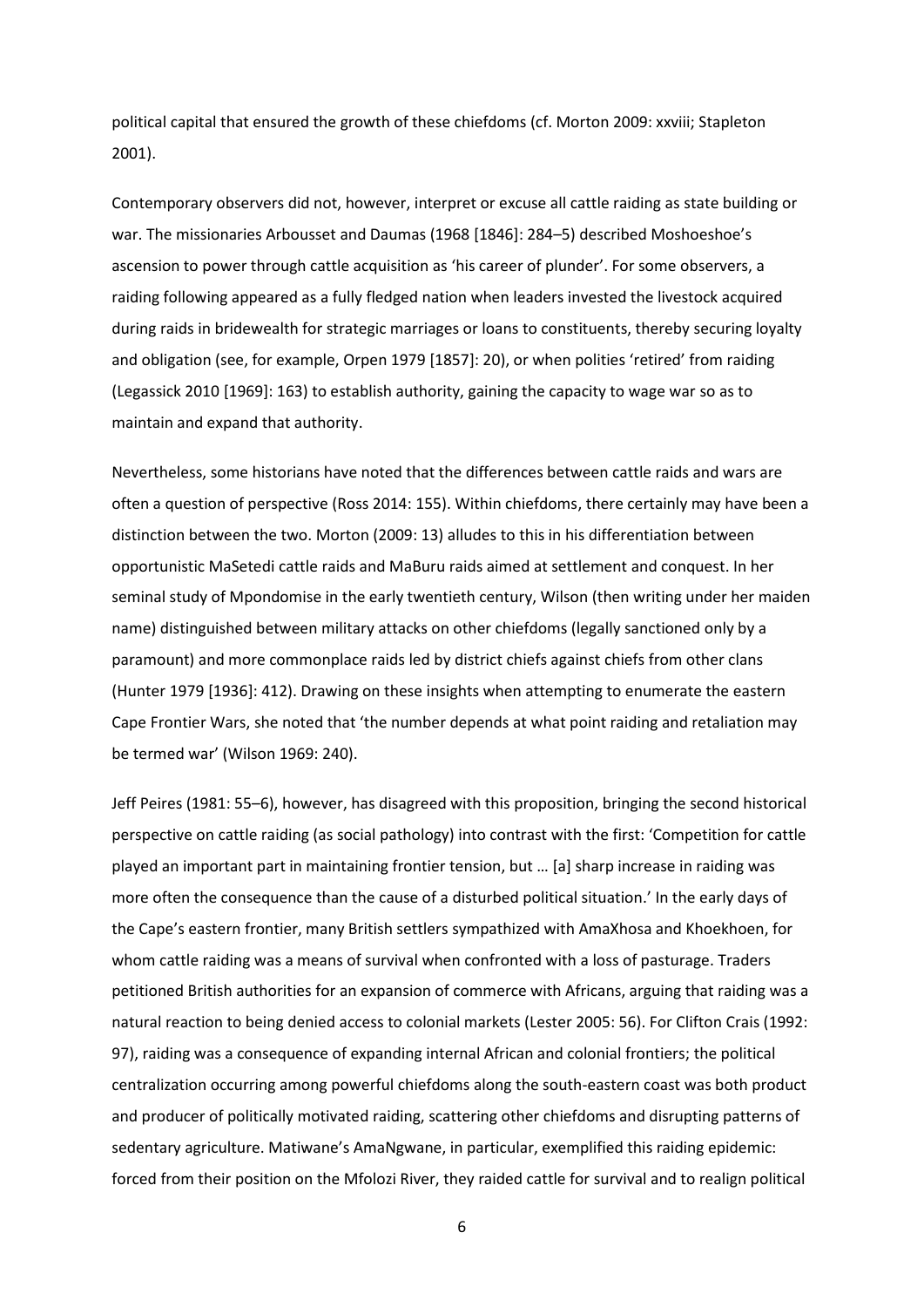political capital that ensured the growth of these chiefdoms (cf. Morton 2009: xxviii; Stapleton 2001).

Contemporary observers did not, however, interpret or excuse all cattle raiding as state building or war. The missionaries Arbousset and Daumas (1968 [1846]: 284–5) described Moshoeshoe's ascension to power through cattle acquisition as 'his career of plunder'. For some observers, a raiding following appeared as a fully fledged nation when leaders invested the livestock acquired during raids in bridewealth for strategic marriages or loans to constituents, thereby securing loyalty and obligation (see, for example, Orpen 1979 [1857]: 20), or when polities 'retired' from raiding (Legassick 2010 [1969]: 163) to establish authority, gaining the capacity to wage war so as to maintain and expand that authority.

Nevertheless, some historians have noted that the differences between cattle raids and wars are often a question of perspective (Ross 2014: 155). Within chiefdoms, there certainly may have been a distinction between the two. Morton (2009: 13) alludes to this in his differentiation between opportunistic MaSetedi cattle raids and MaBuru raids aimed at settlement and conquest. In her seminal study of Mpondomise in the early twentieth century, Wilson (then writing under her maiden name) distinguished between military attacks on other chiefdoms (legally sanctioned only by a paramount) and more commonplace raids led by district chiefs against chiefs from other clans (Hunter 1979 [1936]: 412). Drawing on these insights when attempting to enumerate the eastern Cape Frontier Wars, she noted that 'the number depends at what point raiding and retaliation may be termed war' (Wilson 1969: 240).

Jeff Peires (1981: 55–6), however, has disagreed with this proposition, bringing the second historical perspective on cattle raiding (as social pathology) into contrast with the first: 'Competition for cattle played an important part in maintaining frontier tension, but … [a] sharp increase in raiding was more often the consequence than the cause of a disturbed political situation.' In the early days of the Cape's eastern frontier, many British settlers sympathized with AmaXhosa and Khoekhoen, for whom cattle raiding was a means of survival when confronted with a loss of pasturage. Traders petitioned British authorities for an expansion of commerce with Africans, arguing that raiding was a natural reaction to being denied access to colonial markets (Lester 2005: 56). For Clifton Crais (1992: 97), raiding was a consequence of expanding internal African and colonial frontiers; the political centralization occurring among powerful chiefdoms along the south-eastern coast was both product and producer of politically motivated raiding, scattering other chiefdoms and disrupting patterns of sedentary agriculture. Matiwane's AmaNgwane, in particular, exemplified this raiding epidemic: forced from their position on the Mfolozi River, they raided cattle for survival and to realign political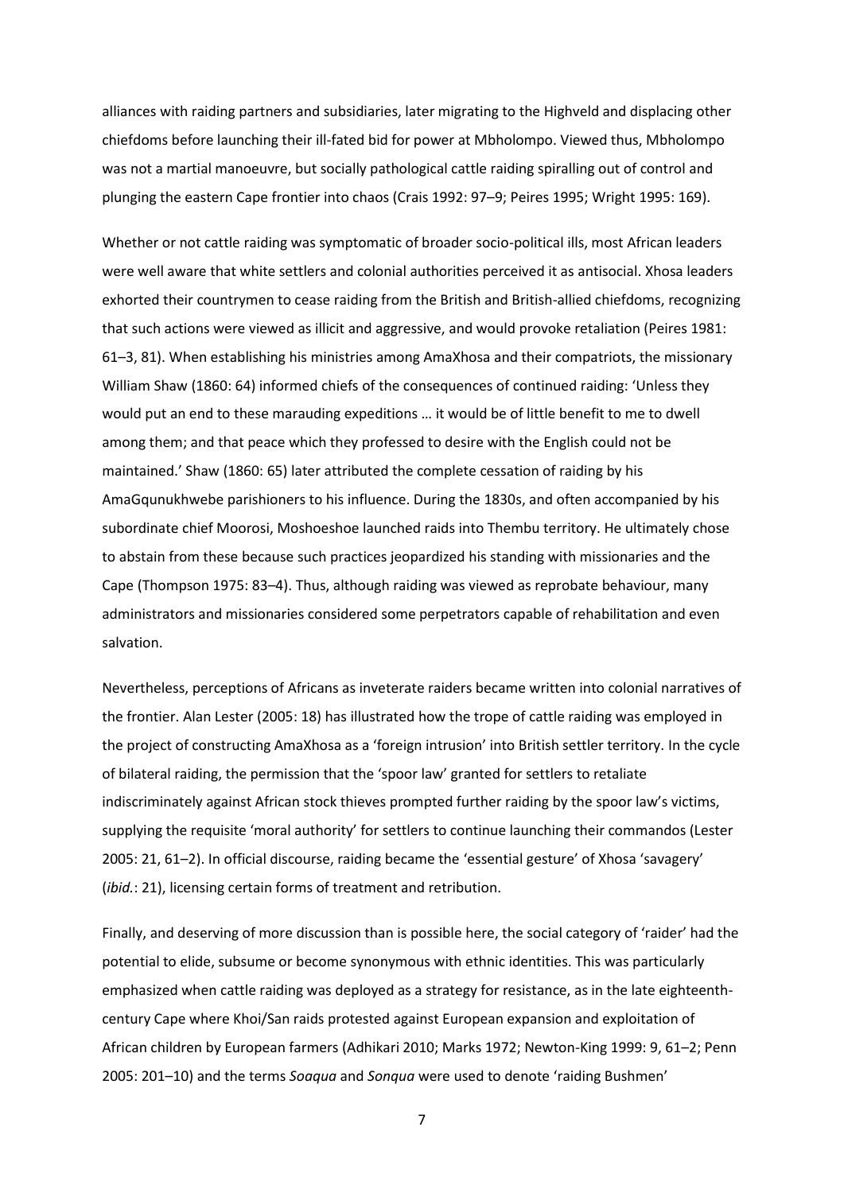alliances with raiding partners and subsidiaries, later migrating to the Highveld and displacing other chiefdoms before launching their ill-fated bid for power at Mbholompo. Viewed thus, Mbholompo was not a martial manoeuvre, but socially pathological cattle raiding spiralling out of control and plunging the eastern Cape frontier into chaos (Crais 1992: 97–9; Peires 1995; Wright 1995: 169).

Whether or not cattle raiding was symptomatic of broader socio-political ills, most African leaders were well aware that white settlers and colonial authorities perceived it as antisocial. Xhosa leaders exhorted their countrymen to cease raiding from the British and British-allied chiefdoms, recognizing that such actions were viewed as illicit and aggressive, and would provoke retaliation (Peires 1981: 61–3, 81). When establishing his ministries among AmaXhosa and their compatriots, the missionary William Shaw (1860: 64) informed chiefs of the consequences of continued raiding: 'Unless they would put an end to these marauding expeditions … it would be of little benefit to me to dwell among them; and that peace which they professed to desire with the English could not be maintained.' Shaw (1860: 65) later attributed the complete cessation of raiding by his AmaGqunukhwebe parishioners to his influence. During the 1830s, and often accompanied by his subordinate chief Moorosi, Moshoeshoe launched raids into Thembu territory. He ultimately chose to abstain from these because such practices jeopardized his standing with missionaries and the Cape (Thompson 1975: 83–4). Thus, although raiding was viewed as reprobate behaviour, many administrators and missionaries considered some perpetrators capable of rehabilitation and even salvation.

Nevertheless, perceptions of Africans as inveterate raiders became written into colonial narratives of the frontier. Alan Lester (2005: 18) has illustrated how the trope of cattle raiding was employed in the project of constructing AmaXhosa as a 'foreign intrusion' into British settler territory. In the cycle of bilateral raiding, the permission that the 'spoor law' granted for settlers to retaliate indiscriminately against African stock thieves prompted further raiding by the spoor law's victims, supplying the requisite 'moral authority' for settlers to continue launching their commandos (Lester 2005: 21, 61–2). In official discourse, raiding became the 'essential gesture' of Xhosa 'savagery' (*ibid.*: 21), licensing certain forms of treatment and retribution.

Finally, and deserving of more discussion than is possible here, the social category of 'raider' had the potential to elide, subsume or become synonymous with ethnic identities. This was particularly emphasized when cattle raiding was deployed as a strategy for resistance, as in the late eighteenth-century Cape where Khoi/San raids protested against European expansion and exploitation of African children by European farmers (Adhikari 2010; Marks 1972; Newton-King 1999: 9, 61–2; Penn 2005: 201–10) and the terms *Soaqua* and *Sonqua* were used to denote 'raiding Bushmen'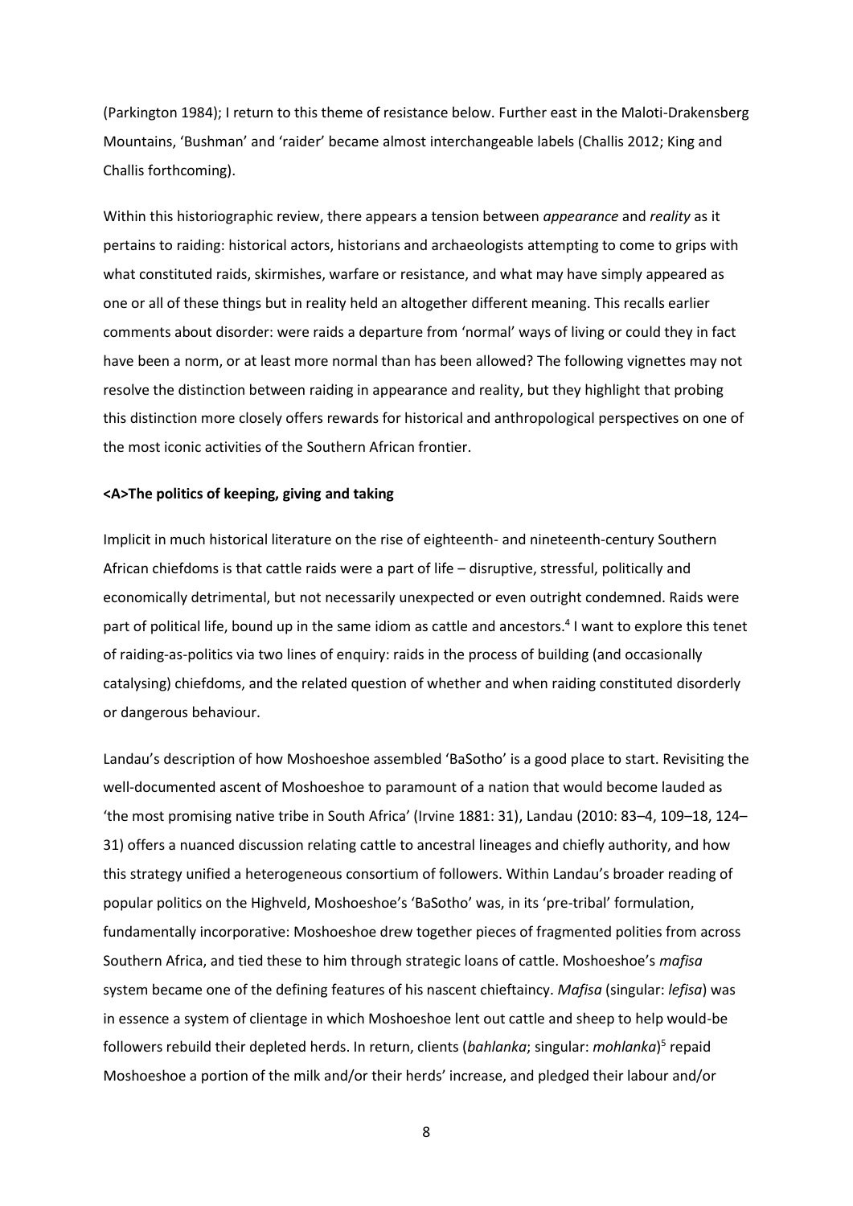(Parkington 1984); I return to this theme of resistance below. Further east in the Maloti-Drakensberg Mountains, 'Bushman' and 'raider' became almost interchangeable labels (Challis 2012; King and Challis forthcoming).

Within this historiographic review, there appears a tension between *appearance* and *reality* as it pertains to raiding: historical actors, historians and archaeologists attempting to come to grips with what constituted raids, skirmishes, warfare or resistance, and what may have simply appeared as one or all of these things but in reality held an altogether different meaning. This recalls earlier comments about disorder: were raids a departure from 'normal' ways of living or could they in fact have been a norm, or at least more normal than has been allowed? The following vignettes may not resolve the distinction between raiding in appearance and reality, but they highlight that probing this distinction more closely offers rewards for historical and anthropological perspectives on one of the most iconic activities of the Southern African frontier.

**<A>The politics of keeping, giving and taking**

Implicit in much historical literature on the rise of eighteenth- and nineteenth-century Southern African chiefdoms is that cattle raids were a part of life – disruptive, stressful, politically and economically detrimental, but not necessarily unexpected or even outright condemned. Raids were part of political life, bound up in the same idiom as cattle and ancestors.[4] I want to explore this tenet of raiding-as-politics via two lines of enquiry: raids in the process of building (and occasionally catalysing) chiefdoms, and the related question of whether and when raiding constituted disorderly or dangerous behaviour.

Landau's description of how Moshoeshoe assembled 'BaSotho' is a good place to start. Revisiting the well-documented ascent of Moshoeshoe to paramount of a nation that would become lauded as 'the most promising native tribe in South Africa' (Irvine 1881: 31), Landau (2010: 83–4, 109–18, 124–31) offers a nuanced discussion relating cattle to ancestral lineages and chiefly authority, and how this strategy unified a heterogeneous consortium of followers. Within Landau's broader reading of popular politics on the Highveld, Moshoeshoe's 'BaSotho' was, in its 'pre-tribal' formulation, fundamentally incorporative: Moshoeshoe drew together pieces of fragmented polities from across Southern Africa, and tied these to him through strategic loans of cattle. Moshoeshoe's *mafisa* system became one of the defining features of his nascent chieftaincy. *Mafisa* (singular: *lefisa*) was in essence a system of clientage in which Moshoeshoe lent out cattle and sheep to help would-be followers rebuild their depleted herds. In return, clients (*bahlanka*; singular: *mohlanka*)[5] repaid Moshoeshoe a portion of the milk and/or their herds' increase, and pledged their labour and/or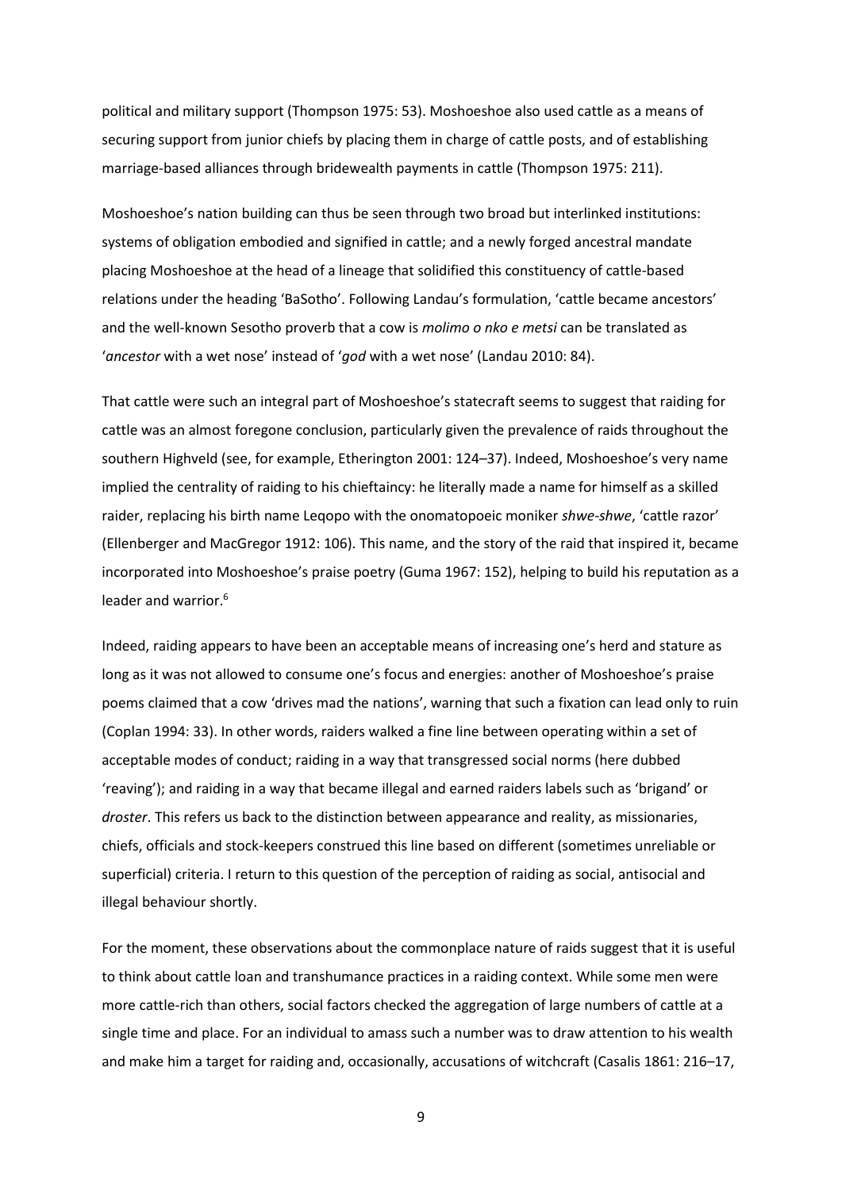political and military support (Thompson 1975: 53). Moshoeshoe also used cattle as a means of securing support from junior chiefs by placing them in charge of cattle posts, and of establishing marriage-based alliances through bridewealth payments in cattle (Thompson 1975: 211).

Moshoeshoe's nation building can thus be seen through two broad but interlinked institutions: systems of obligation embodied and signified in cattle; and a newly forged ancestral mandate placing Moshoeshoe at the head of a lineage that solidified this constituency of cattle-based relations under the heading 'BaSotho'. Following Landau's formulation, 'cattle became ancestors' and the well-known Sesotho proverb that a cow is *molimo o nko e metsi* can be translated as '*ancestor* with a wet nose' instead of '*god* with a wet nose' (Landau 2010: 84).

That cattle were such an integral part of Moshoeshoe's statecraft seems to suggest that raiding for cattle was an almost foregone conclusion, particularly given the prevalence of raids throughout the southern Highveld (see, for example, Etherington 2001: 124–37). Indeed, Moshoeshoe's very name implied the centrality of raiding to his chieftaincy: he literally made a name for himself as a skilled raider, replacing his birth name Leqopo with the onomatopoeic moniker *shwe-shwe*, 'cattle razor' (Ellenberger and MacGregor 1912: 106). This name, and the story of the raid that inspired it, became incorporated into Moshoeshoe's praise poetry (Guma 1967: 152), helping to build his reputation as a leader and warrior.[6]

Indeed, raiding appears to have been an acceptable means of increasing one's herd and stature as long as it was not allowed to consume one's focus and energies: another of Moshoeshoe's praise poems claimed that a cow 'drives mad the nations', warning that such a fixation can lead only to ruin (Coplan 1994: 33). In other words, raiders walked a fine line between operating within a set of acceptable modes of conduct; raiding in a way that transgressed social norms (here dubbed 'reaving'); and raiding in a way that became illegal and earned raiders labels such as 'brigand' or *droster*. This refers us back to the distinction between appearance and reality, as missionaries, chiefs, officials and stock-keepers construed this line based on different (sometimes unreliable or superficial) criteria. I return to this question of the perception of raiding as social, antisocial and illegal behaviour shortly.

For the moment, these observations about the commonplace nature of raids suggest that it is useful to think about cattle loan and transhumance practices in a raiding context. While some men were more cattle-rich than others, social factors checked the aggregation of large numbers of cattle at a single time and place. For an individual to amass such a number was to draw attention to his wealth and make him a target for raiding and, occasionally, accusations of witchcraft (Casalis 1861: 216–17,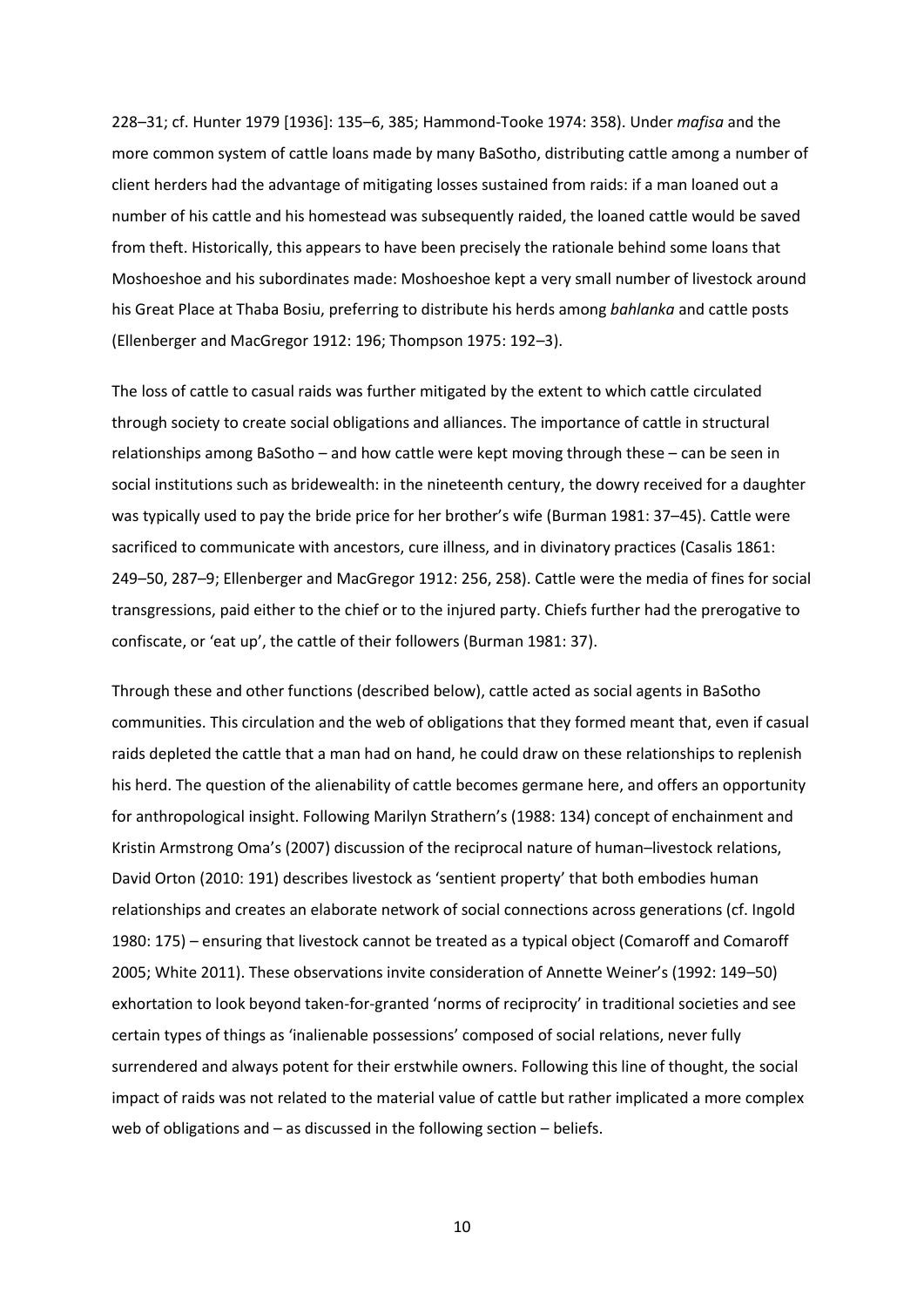228–31; cf. Hunter 1979 [1936]: 135–6, 385; Hammond-Tooke 1974: 358). Under *mafisa* and the more common system of cattle loans made by many BaSotho, distributing cattle among a number of client herders had the advantage of mitigating losses sustained from raids: if a man loaned out a number of his cattle and his homestead was subsequently raided, the loaned cattle would be saved from theft. Historically, this appears to have been precisely the rationale behind some loans that Moshoeshoe and his subordinates made: Moshoeshoe kept a very small number of livestock around his Great Place at Thaba Bosiu, preferring to distribute his herds among *bahlanka* and cattle posts (Ellenberger and MacGregor 1912: 196; Thompson 1975: 192–3).

The loss of cattle to casual raids was further mitigated by the extent to which cattle circulated through society to create social obligations and alliances. The importance of cattle in structural relationships among BaSotho – and how cattle were kept moving through these – can be seen in social institutions such as bridewealth: in the nineteenth century, the dowry received for a daughter was typically used to pay the bride price for her brother's wife (Burman 1981: 37–45). Cattle were sacrificed to communicate with ancestors, cure illness, and in divinatory practices (Casalis 1861: 249–50, 287–9; Ellenberger and MacGregor 1912: 256, 258). Cattle were the media of fines for social transgressions, paid either to the chief or to the injured party. Chiefs further had the prerogative to confiscate, or 'eat up', the cattle of their followers (Burman 1981: 37).

Through these and other functions (described below), cattle acted as social agents in BaSotho communities. This circulation and the web of obligations that they formed meant that, even if casual raids depleted the cattle that a man had on hand, he could draw on these relationships to replenish his herd. The question of the alienability of cattle becomes germane here, and offers an opportunity for anthropological insight. Following Marilyn Strathern's (1988: 134) concept of enchainment and Kristin Armstrong Oma's (2007) discussion of the reciprocal nature of human–livestock relations, David Orton (2010: 191) describes livestock as 'sentient property' that both embodies human relationships and creates an elaborate network of social connections across generations (cf. Ingold 1980: 175) – ensuring that livestock cannot be treated as a typical object (Comaroff and Comaroff 2005; White 2011). These observations invite consideration of Annette Weiner's (1992: 149–50) exhortation to look beyond taken-for-granted 'norms of reciprocity' in traditional societies and see certain types of things as 'inalienable possessions' composed of social relations, never fully surrendered and always potent for their erstwhile owners. Following this line of thought, the social impact of raids was not related to the material value of cattle but rather implicated a more complex web of obligations and – as discussed in the following section – beliefs.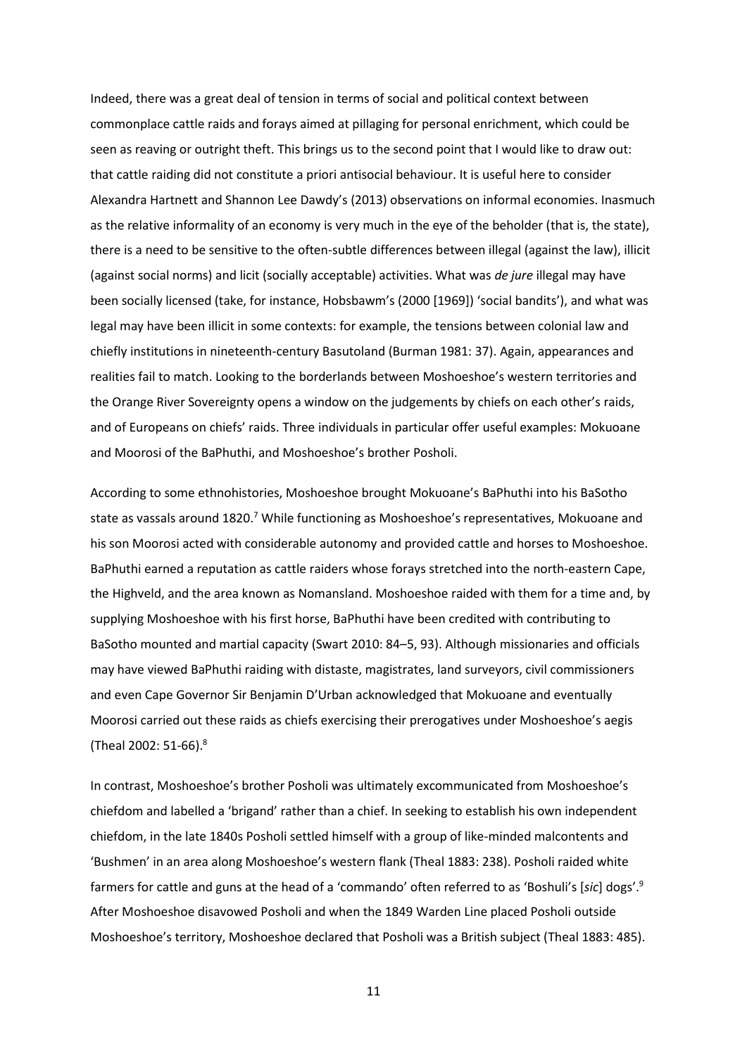Indeed, there was a great deal of tension in terms of social and political context between commonplace cattle raids and forays aimed at pillaging for personal enrichment, which could be seen as reaving or outright theft. This brings us to the second point that I would like to draw out: that cattle raiding did not constitute a priori antisocial behaviour. It is useful here to consider Alexandra Hartnett and Shannon Lee Dawdy's (2013) observations on informal economies. Inasmuch as the relative informality of an economy is very much in the eye of the beholder (that is, the state), there is a need to be sensitive to the often-subtle differences between illegal (against the law), illicit (against social norms) and licit (socially acceptable) activities. What was *de jure* illegal may have been socially licensed (take, for instance, Hobsbawm's (2000 [1969]) 'social bandits'), and what was legal may have been illicit in some contexts: for example, the tensions between colonial law and chiefly institutions in nineteenth-century Basutoland (Burman 1981: 37). Again, appearances and realities fail to match. Looking to the borderlands between Moshoeshoe's western territories and the Orange River Sovereignty opens a window on the judgements by chiefs on each other's raids, and of Europeans on chiefs' raids. Three individuals in particular offer useful examples: Mokuoane and Moorosi of the BaPhuthi, and Moshoeshoe's brother Posholi.

According to some ethnohistories, Moshoeshoe brought Mokuoane's BaPhuthi into his BaSotho state as vassals around 1820.[7] While functioning as Moshoeshoe's representatives, Mokuoane and his son Moorosi acted with considerable autonomy and provided cattle and horses to Moshoeshoe. BaPhuthi earned a reputation as cattle raiders whose forays stretched into the north-eastern Cape, the Highveld, and the area known as Nomansland. Moshoeshoe raided with them for a time and, by supplying Moshoeshoe with his first horse, BaPhuthi have been credited with contributing to BaSotho mounted and martial capacity (Swart 2010: 84–5, 93). Although missionaries and officials may have viewed BaPhuthi raiding with distaste, magistrates, land surveyors, civil commissioners and even Cape Governor Sir Benjamin D'Urban acknowledged that Mokuoane and eventually Moorosi carried out these raids as chiefs exercising their prerogatives under Moshoeshoe's aegis (Theal 2002: 51-66).[8]

In contrast, Moshoeshoe's brother Posholi was ultimately excommunicated from Moshoeshoe's chiefdom and labelled a 'brigand' rather than a chief. In seeking to establish his own independent chiefdom, in the late 1840s Posholi settled himself with a group of like-minded malcontents and 'Bushmen' in an area along Moshoeshoe's western flank (Theal 1883: 238). Posholi raided white farmers for cattle and guns at the head of a 'commando' often referred to as 'Boshuli's [*sic*] dogs'.[9] After Moshoeshoe disavowed Posholi and when the 1849 Warden Line placed Posholi outside Moshoeshoe's territory, Moshoeshoe declared that Posholi was a British subject (Theal 1883: 485).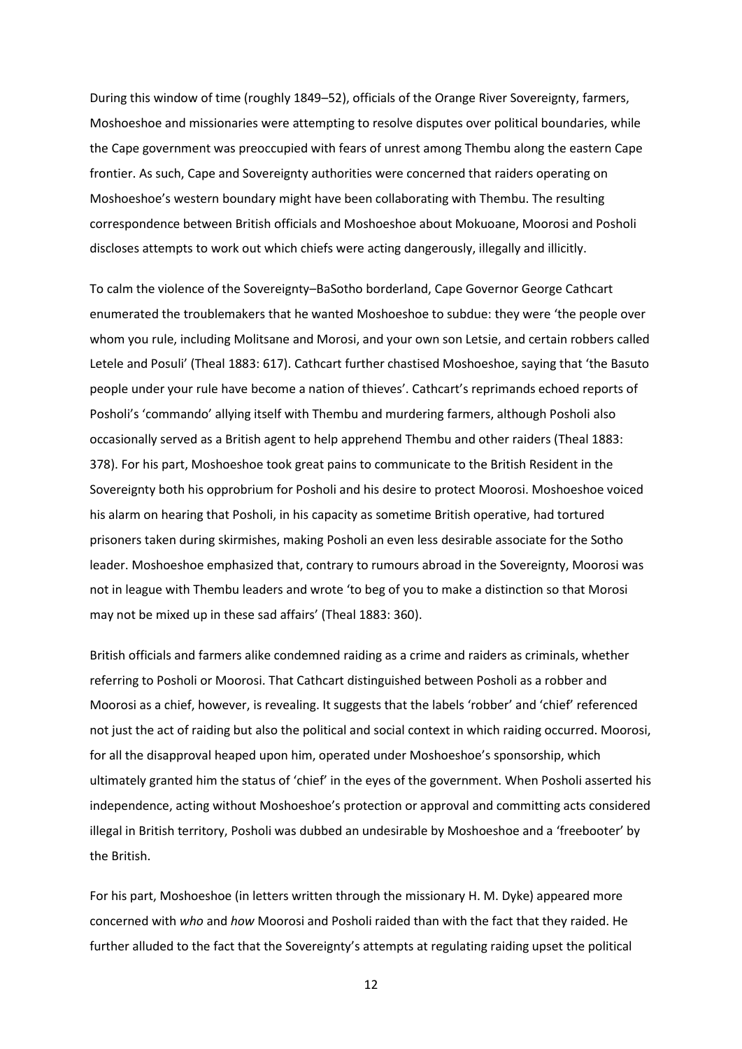During this window of time (roughly 1849–52), officials of the Orange River Sovereignty, farmers, Moshoeshoe and missionaries were attempting to resolve disputes over political boundaries, while the Cape government was preoccupied with fears of unrest among Thembu along the eastern Cape frontier. As such, Cape and Sovereignty authorities were concerned that raiders operating on Moshoeshoe's western boundary might have been collaborating with Thembu. The resulting correspondence between British officials and Moshoeshoe about Mokuoane, Moorosi and Posholi discloses attempts to work out which chiefs were acting dangerously, illegally and illicitly.

To calm the violence of the Sovereignty–BaSotho borderland, Cape Governor George Cathcart enumerated the troublemakers that he wanted Moshoeshoe to subdue: they were 'the people over whom you rule, including Molitsane and Morosi, and your own son Letsie, and certain robbers called Letele and Posuli' (Theal 1883: 617). Cathcart further chastised Moshoeshoe, saying that 'the Basuto people under your rule have become a nation of thieves'. Cathcart's reprimands echoed reports of Posholi's 'commando' allying itself with Thembu and murdering farmers, although Posholi also occasionally served as a British agent to help apprehend Thembu and other raiders (Theal 1883: 378). For his part, Moshoeshoe took great pains to communicate to the British Resident in the Sovereignty both his opprobrium for Posholi and his desire to protect Moorosi. Moshoeshoe voiced his alarm on hearing that Posholi, in his capacity as sometime British operative, had tortured prisoners taken during skirmishes, making Posholi an even less desirable associate for the Sotho leader. Moshoeshoe emphasized that, contrary to rumours abroad in the Sovereignty, Moorosi was not in league with Thembu leaders and wrote 'to beg of you to make a distinction so that Morosi may not be mixed up in these sad affairs' (Theal 1883: 360).

British officials and farmers alike condemned raiding as a crime and raiders as criminals, whether referring to Posholi or Moorosi. That Cathcart distinguished between Posholi as a robber and Moorosi as a chief, however, is revealing. It suggests that the labels 'robber' and 'chief' referenced not just the act of raiding but also the political and social context in which raiding occurred. Moorosi, for all the disapproval heaped upon him, operated under Moshoeshoe's sponsorship, which ultimately granted him the status of 'chief' in the eyes of the government. When Posholi asserted his independence, acting without Moshoeshoe's protection or approval and committing acts considered illegal in British territory, Posholi was dubbed an undesirable by Moshoeshoe and a 'freebooter' by the British.

For his part, Moshoeshoe (in letters written through the missionary H. M. Dyke) appeared more concerned with *who* and *how* Moorosi and Posholi raided than with the fact that they raided. He further alluded to the fact that the Sovereignty's attempts at regulating raiding upset the political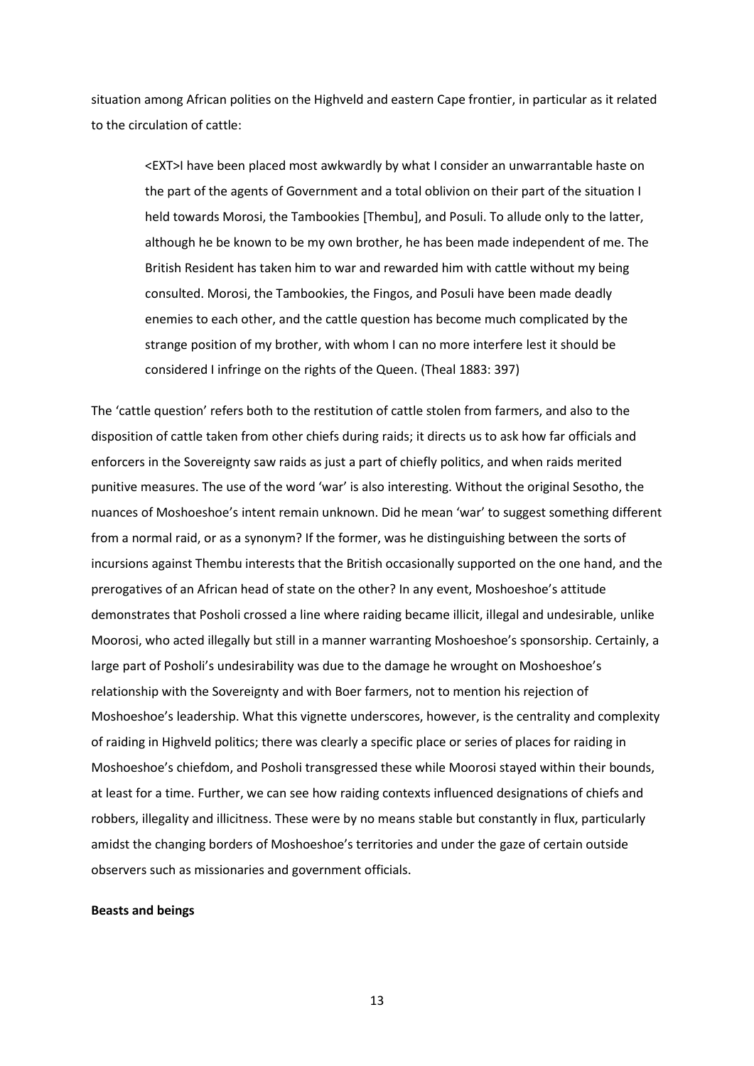situation among African polities on the Highveld and eastern Cape frontier, in particular as it related to the circulation of cattle:

> <EXT>I have been placed most awkwardly by what I consider an unwarrantable haste on the part of the agents of Government and a total oblivion on their part of the situation I held towards Morosi, the Tambookies [Thembu], and Posuli. To allude only to the latter, although he be known to be my own brother, he has been made independent of me. The British Resident has taken him to war and rewarded him with cattle without my being consulted. Morosi, the Tambookies, the Fingos, and Posuli have been made deadly enemies to each other, and the cattle question has become much complicated by the strange position of my brother, with whom I can no more interfere lest it should be considered I infringe on the rights of the Queen. (Theal 1883: 397)

The 'cattle question' refers both to the restitution of cattle stolen from farmers, and also to the disposition of cattle taken from other chiefs during raids; it directs us to ask how far officials and enforcers in the Sovereignty saw raids as just a part of chiefly politics, and when raids merited punitive measures. The use of the word 'war' is also interesting. Without the original Sesotho, the nuances of Moshoeshoe's intent remain unknown. Did he mean 'war' to suggest something different from a normal raid, or as a synonym? If the former, was he distinguishing between the sorts of incursions against Thembu interests that the British occasionally supported on the one hand, and the prerogatives of an African head of state on the other? In any event, Moshoeshoe's attitude demonstrates that Posholi crossed a line where raiding became illicit, illegal and undesirable, unlike Moorosi, who acted illegally but still in a manner warranting Moshoeshoe's sponsorship. Certainly, a large part of Posholi's undesirability was due to the damage he wrought on Moshoeshoe's relationship with the Sovereignty and with Boer farmers, not to mention his rejection of Moshoeshoe's leadership. What this vignette underscores, however, is the centrality and complexity of raiding in Highveld politics; there was clearly a specific place or series of places for raiding in Moshoeshoe's chiefdom, and Posholi transgressed these while Moorosi stayed within their bounds, at least for a time. Further, we can see how raiding contexts influenced designations of chiefs and robbers, illegality and illicitness. These were by no means stable but constantly in flux, particularly amidst the changing borders of Moshoeshoe's territories and under the gaze of certain outside observers such as missionaries and government officials.

**Beasts and beings**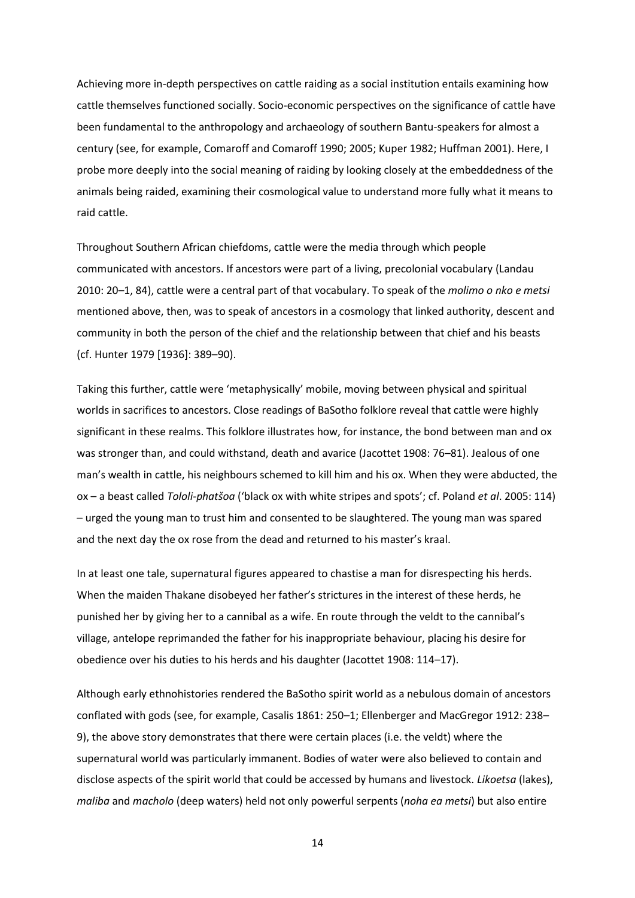Achieving more in-depth perspectives on cattle raiding as a social institution entails examining how cattle themselves functioned socially. Socio-economic perspectives on the significance of cattle have been fundamental to the anthropology and archaeology of southern Bantu-speakers for almost a century (see, for example, Comaroff and Comaroff 1990; 2005; Kuper 1982; Huffman 2001). Here, I probe more deeply into the social meaning of raiding by looking closely at the embeddedness of the animals being raided, examining their cosmological value to understand more fully what it means to raid cattle.

Throughout Southern African chiefdoms, cattle were the media through which people communicated with ancestors. If ancestors were part of a living, precolonial vocabulary (Landau 2010: 20–1, 84), cattle were a central part of that vocabulary. To speak of the *molimo o nko e metsi* mentioned above, then, was to speak of ancestors in a cosmology that linked authority, descent and community in both the person of the chief and the relationship between that chief and his beasts (cf. Hunter 1979 [1936]: 389–90).

Taking this further, cattle were 'metaphysically' mobile, moving between physical and spiritual worlds in sacrifices to ancestors. Close readings of BaSotho folklore reveal that cattle were highly significant in these realms. This folklore illustrates how, for instance, the bond between man and ox was stronger than, and could withstand, death and avarice (Jacottet 1908: 76–81). Jealous of one man's wealth in cattle, his neighbours schemed to kill him and his ox. When they were abducted, the ox – a beast called *Tololi-phatšoa* ('black ox with white stripes and spots'; cf. Poland *et al*. 2005: 114) – urged the young man to trust him and consented to be slaughtered. The young man was spared and the next day the ox rose from the dead and returned to his master's kraal.

In at least one tale, supernatural figures appeared to chastise a man for disrespecting his herds. When the maiden Thakane disobeyed her father's strictures in the interest of these herds, he punished her by giving her to a cannibal as a wife. En route through the veldt to the cannibal's village, antelope reprimanded the father for his inappropriate behaviour, placing his desire for obedience over his duties to his herds and his daughter (Jacottet 1908: 114–17).

Although early ethnohistories rendered the BaSotho spirit world as a nebulous domain of ancestors conflated with gods (see, for example, Casalis 1861: 250–1; Ellenberger and MacGregor 1912: 238–9), the above story demonstrates that there were certain places (i.e. the veldt) where the supernatural world was particularly immanent. Bodies of water were also believed to contain and disclose aspects of the spirit world that could be accessed by humans and livestock. *Likoetsa* (lakes), *maliba* and *macholo* (deep waters) held not only powerful serpents (*noha ea metsi*) but also entire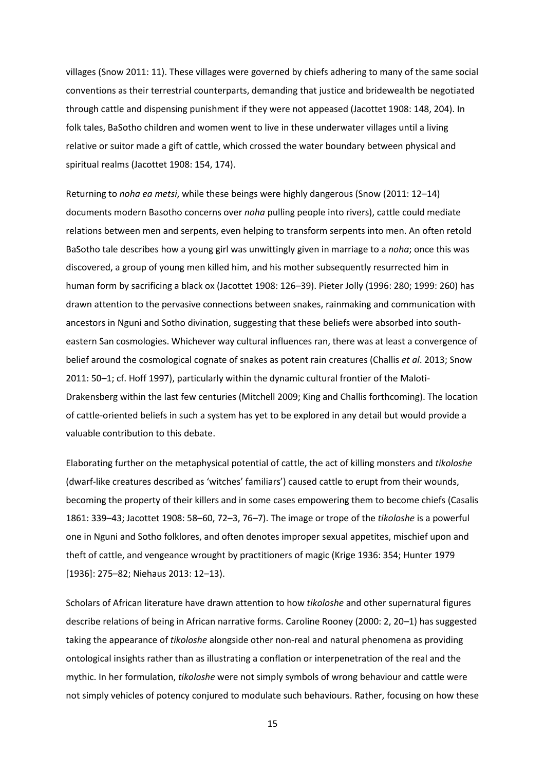villages (Snow 2011: 11). These villages were governed by chiefs adhering to many of the same social conventions as their terrestrial counterparts, demanding that justice and bridewealth be negotiated through cattle and dispensing punishment if they were not appeased (Jacottet 1908: 148, 204). In folk tales, BaSotho children and women went to live in these underwater villages until a living relative or suitor made a gift of cattle, which crossed the water boundary between physical and spiritual realms (Jacottet 1908: 154, 174).

Returning to *noha ea metsi*, while these beings were highly dangerous (Snow (2011: 12–14) documents modern Basotho concerns over *noha* pulling people into rivers), cattle could mediate relations between men and serpents, even helping to transform serpents into men. An often retold BaSotho tale describes how a young girl was unwittingly given in marriage to a *noha*; once this was discovered, a group of young men killed him, and his mother subsequently resurrected him in human form by sacrificing a black ox (Jacottet 1908: 126–39). Pieter Jolly (1996: 280; 1999: 260) has drawn attention to the pervasive connections between snakes, rainmaking and communication with ancestors in Nguni and Sotho divination, suggesting that these beliefs were absorbed into south-eastern San cosmologies. Whichever way cultural influences ran, there was at least a convergence of belief around the cosmological cognate of snakes as potent rain creatures (Challis *et al*. 2013; Snow 2011: 50–1; cf. Hoff 1997), particularly within the dynamic cultural frontier of the Maloti-Drakensberg within the last few centuries (Mitchell 2009; King and Challis forthcoming). The location of cattle-oriented beliefs in such a system has yet to be explored in any detail but would provide a valuable contribution to this debate.

Elaborating further on the metaphysical potential of cattle, the act of killing monsters and *tikoloshe* (dwarf-like creatures described as 'witches' familiars') caused cattle to erupt from their wounds, becoming the property of their killers and in some cases empowering them to become chiefs (Casalis 1861: 339–43; Jacottet 1908: 58–60, 72–3, 76–7). The image or trope of the *tikoloshe* is a powerful one in Nguni and Sotho folklores, and often denotes improper sexual appetites, mischief upon and theft of cattle, and vengeance wrought by practitioners of magic (Krige 1936: 354; Hunter 1979 [1936]: 275–82; Niehaus 2013: 12–13).

Scholars of African literature have drawn attention to how *tikoloshe* and other supernatural figures describe relations of being in African narrative forms. Caroline Rooney (2000: 2, 20–1) has suggested taking the appearance of *tikoloshe* alongside other non-real and natural phenomena as providing ontological insights rather than as illustrating a conflation or interpenetration of the real and the mythic. In her formulation, *tikoloshe* were not simply symbols of wrong behaviour and cattle were not simply vehicles of potency conjured to modulate such behaviours. Rather, focusing on how these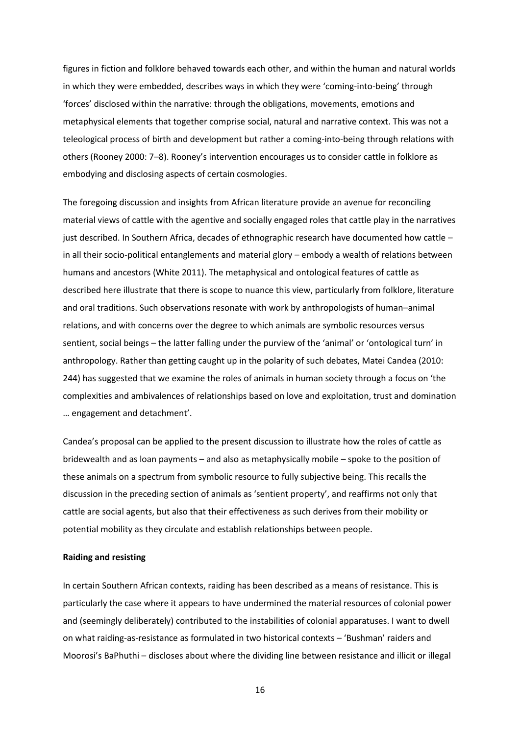figures in fiction and folklore behaved towards each other, and within the human and natural worlds in which they were embedded, describes ways in which they were 'coming-into-being' through 'forces' disclosed within the narrative: through the obligations, movements, emotions and metaphysical elements that together comprise social, natural and narrative context. This was not a teleological process of birth and development but rather a coming-into-being through relations with others (Rooney 2000: 7–8). Rooney's intervention encourages us to consider cattle in folklore as embodying and disclosing aspects of certain cosmologies.

The foregoing discussion and insights from African literature provide an avenue for reconciling material views of cattle with the agentive and socially engaged roles that cattle play in the narratives just described. In Southern Africa, decades of ethnographic research have documented how cattle – in all their socio-political entanglements and material glory – embody a wealth of relations between humans and ancestors (White 2011). The metaphysical and ontological features of cattle as described here illustrate that there is scope to nuance this view, particularly from folklore, literature and oral traditions. Such observations resonate with work by anthropologists of human–animal relations, and with concerns over the degree to which animals are symbolic resources versus sentient, social beings – the latter falling under the purview of the 'animal' or 'ontological turn' in anthropology. Rather than getting caught up in the polarity of such debates, Matei Candea (2010: 244) has suggested that we examine the roles of animals in human society through a focus on 'the complexities and ambivalences of relationships based on love and exploitation, trust and domination … engagement and detachment'.

Candea's proposal can be applied to the present discussion to illustrate how the roles of cattle as bridewealth and as loan payments – and also as metaphysically mobile – spoke to the position of these animals on a spectrum from symbolic resource to fully subjective being. This recalls the discussion in the preceding section of animals as 'sentient property', and reaffirms not only that cattle are social agents, but also that their effectiveness as such derives from their mobility or potential mobility as they circulate and establish relationships between people.

**Raiding and resisting**

In certain Southern African contexts, raiding has been described as a means of resistance. This is particularly the case where it appears to have undermined the material resources of colonial power and (seemingly deliberately) contributed to the instabilities of colonial apparatuses. I want to dwell on what raiding-as-resistance as formulated in two historical contexts – 'Bushman' raiders and Moorosi's BaPhuthi – discloses about where the dividing line between resistance and illicit or illegal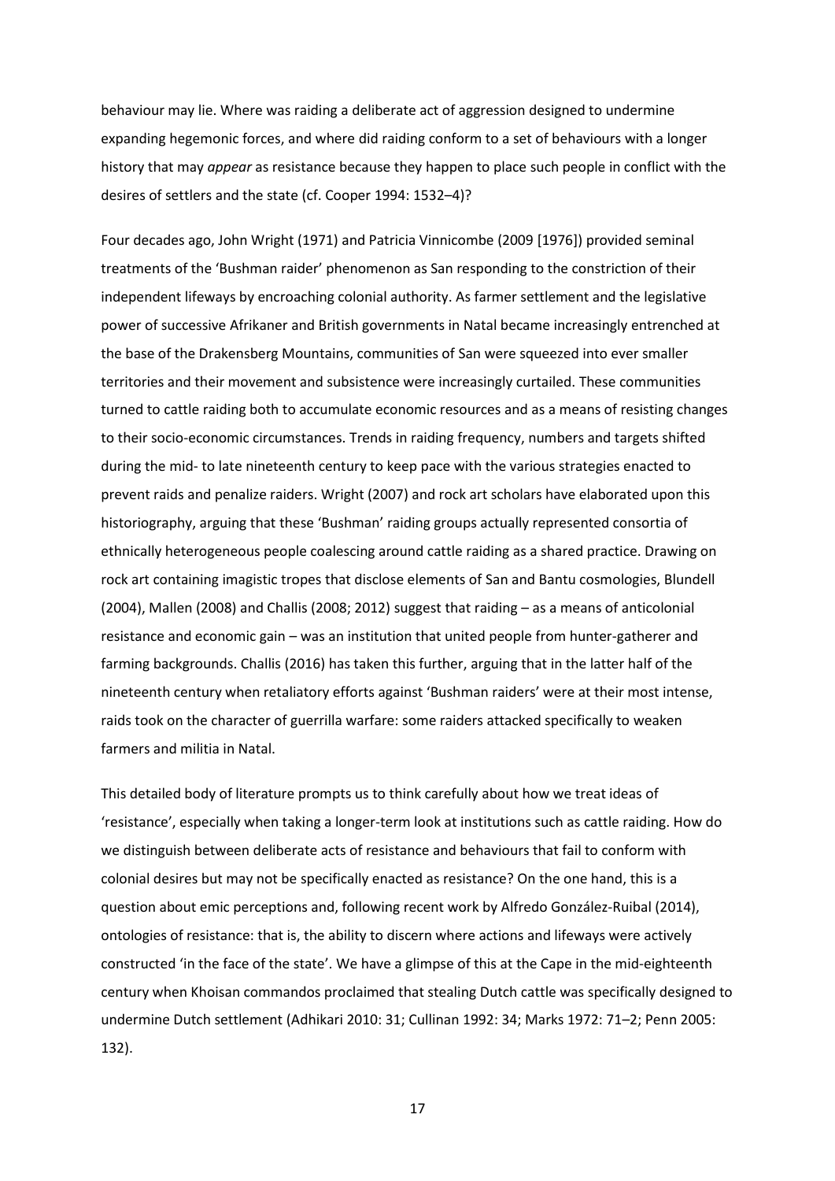behaviour may lie. Where was raiding a deliberate act of aggression designed to undermine expanding hegemonic forces, and where did raiding conform to a set of behaviours with a longer history that may *appear* as resistance because they happen to place such people in conflict with the desires of settlers and the state (cf. Cooper 1994: 1532–4)?

Four decades ago, John Wright (1971) and Patricia Vinnicombe (2009 [1976]) provided seminal treatments of the 'Bushman raider' phenomenon as San responding to the constriction of their independent lifeways by encroaching colonial authority. As farmer settlement and the legislative power of successive Afrikaner and British governments in Natal became increasingly entrenched at the base of the Drakensberg Mountains, communities of San were squeezed into ever smaller territories and their movement and subsistence were increasingly curtailed. These communities turned to cattle raiding both to accumulate economic resources and as a means of resisting changes to their socio-economic circumstances. Trends in raiding frequency, numbers and targets shifted during the mid- to late nineteenth century to keep pace with the various strategies enacted to prevent raids and penalize raiders. Wright (2007) and rock art scholars have elaborated upon this historiography, arguing that these 'Bushman' raiding groups actually represented consortia of ethnically heterogeneous people coalescing around cattle raiding as a shared practice. Drawing on rock art containing imagistic tropes that disclose elements of San and Bantu cosmologies, Blundell (2004), Mallen (2008) and Challis (2008; 2012) suggest that raiding – as a means of anticolonial resistance and economic gain – was an institution that united people from hunter-gatherer and farming backgrounds. Challis (2016) has taken this further, arguing that in the latter half of the nineteenth century when retaliatory efforts against 'Bushman raiders' were at their most intense, raids took on the character of guerrilla warfare: some raiders attacked specifically to weaken farmers and militia in Natal.

This detailed body of literature prompts us to think carefully about how we treat ideas of 'resistance', especially when taking a longer-term look at institutions such as cattle raiding. How do we distinguish between deliberate acts of resistance and behaviours that fail to conform with colonial desires but may not be specifically enacted as resistance? On the one hand, this is a question about emic perceptions and, following recent work by Alfredo González-Ruibal (2014), ontologies of resistance: that is, the ability to discern where actions and lifeways were actively constructed 'in the face of the state'. We have a glimpse of this at the Cape in the mid-eighteenth century when Khoisan commandos proclaimed that stealing Dutch cattle was specifically designed to undermine Dutch settlement (Adhikari 2010: 31; Cullinan 1992: 34; Marks 1972: 71–2; Penn 2005: 132).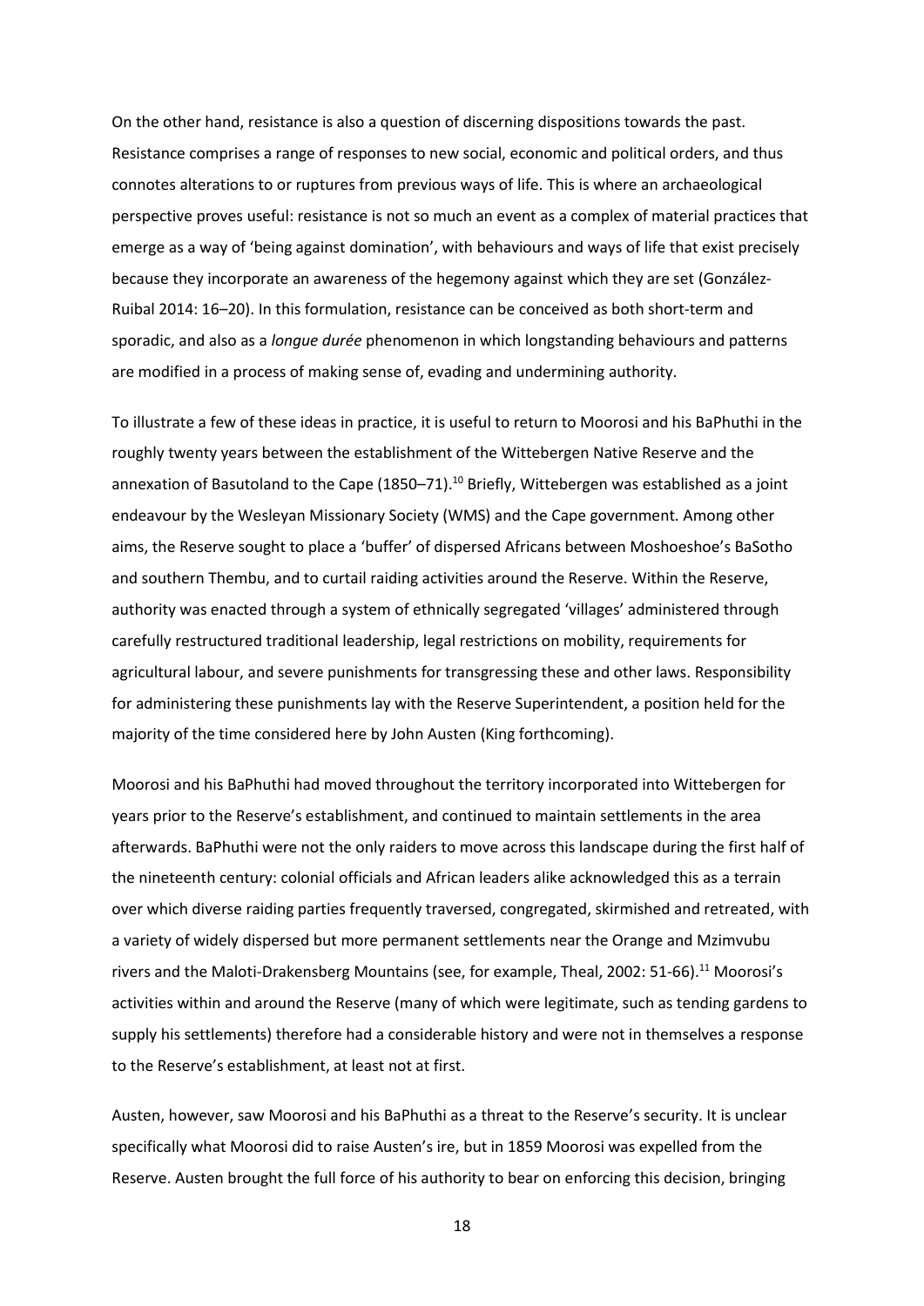On the other hand, resistance is also a question of discerning dispositions towards the past. Resistance comprises a range of responses to new social, economic and political orders, and thus connotes alterations to or ruptures from previous ways of life. This is where an archaeological perspective proves useful: resistance is not so much an event as a complex of material practices that emerge as a way of 'being against domination', with behaviours and ways of life that exist precisely because they incorporate an awareness of the hegemony against which they are set (González-Ruibal 2014: 16–20). In this formulation, resistance can be conceived as both short-term and sporadic, and also as a *longue durée* phenomenon in which longstanding behaviours and patterns are modified in a process of making sense of, evading and undermining authority.

To illustrate a few of these ideas in practice, it is useful to return to Moorosi and his BaPhuthi in the roughly twenty years between the establishment of the Wittebergen Native Reserve and the annexation of Basutoland to the Cape (1850–71).[10] Briefly, Wittebergen was established as a joint endeavour by the Wesleyan Missionary Society (WMS) and the Cape government. Among other aims, the Reserve sought to place a 'buffer' of dispersed Africans between Moshoeshoe's BaSotho and southern Thembu, and to curtail raiding activities around the Reserve. Within the Reserve, authority was enacted through a system of ethnically segregated 'villages' administered through carefully restructured traditional leadership, legal restrictions on mobility, requirements for agricultural labour, and severe punishments for transgressing these and other laws. Responsibility for administering these punishments lay with the Reserve Superintendent, a position held for the majority of the time considered here by John Austen (King forthcoming).

Moorosi and his BaPhuthi had moved throughout the territory incorporated into Wittebergen for years prior to the Reserve's establishment, and continued to maintain settlements in the area afterwards. BaPhuthi were not the only raiders to move across this landscape during the first half of the nineteenth century: colonial officials and African leaders alike acknowledged this as a terrain over which diverse raiding parties frequently traversed, congregated, skirmished and retreated, with a variety of widely dispersed but more permanent settlements near the Orange and Mzimvubu rivers and the Maloti-Drakensberg Mountains (see, for example, Theal, 2002: 51-66).[11] Moorosi's activities within and around the Reserve (many of which were legitimate, such as tending gardens to supply his settlements) therefore had a considerable history and were not in themselves a response to the Reserve's establishment, at least not at first.

Austen, however, saw Moorosi and his BaPhuthi as a threat to the Reserve's security. It is unclear specifically what Moorosi did to raise Austen's ire, but in 1859 Moorosi was expelled from the Reserve. Austen brought the full force of his authority to bear on enforcing this decision, bringing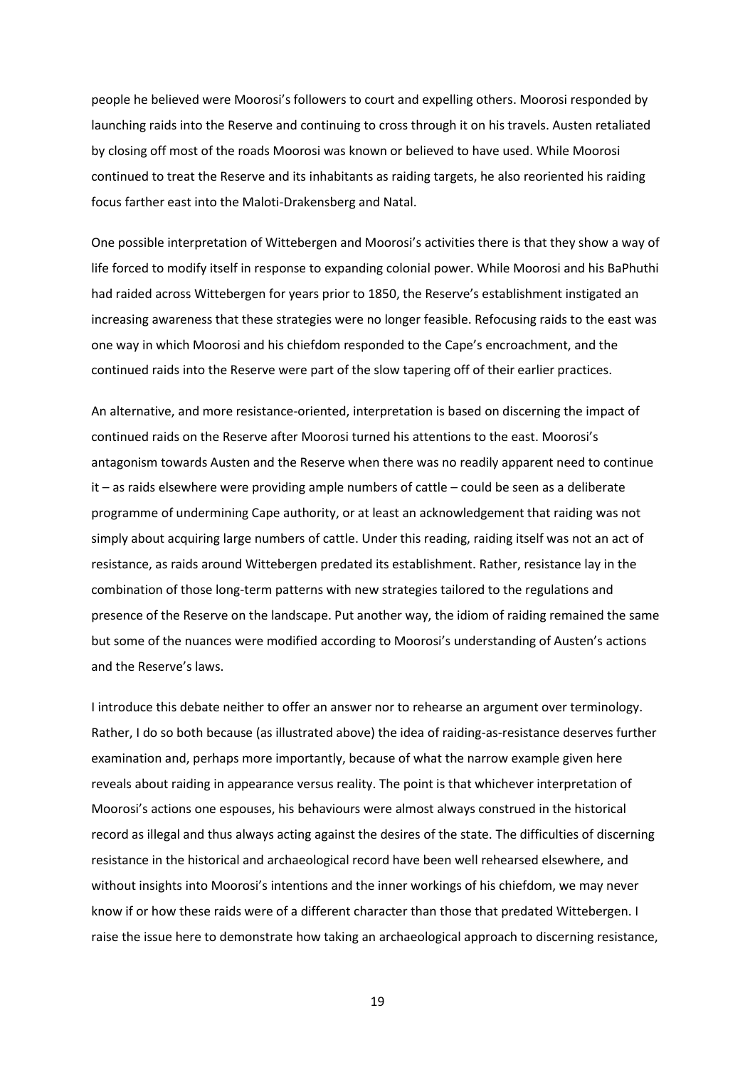people he believed were Moorosi's followers to court and expelling others. Moorosi responded by launching raids into the Reserve and continuing to cross through it on his travels. Austen retaliated by closing off most of the roads Moorosi was known or believed to have used. While Moorosi continued to treat the Reserve and its inhabitants as raiding targets, he also reoriented his raiding focus farther east into the Maloti-Drakensberg and Natal.

One possible interpretation of Wittebergen and Moorosi's activities there is that they show a way of life forced to modify itself in response to expanding colonial power. While Moorosi and his BaPhuthi had raided across Wittebergen for years prior to 1850, the Reserve's establishment instigated an increasing awareness that these strategies were no longer feasible. Refocusing raids to the east was one way in which Moorosi and his chiefdom responded to the Cape's encroachment, and the continued raids into the Reserve were part of the slow tapering off of their earlier practices.

An alternative, and more resistance-oriented, interpretation is based on discerning the impact of continued raids on the Reserve after Moorosi turned his attentions to the east. Moorosi's antagonism towards Austen and the Reserve when there was no readily apparent need to continue it – as raids elsewhere were providing ample numbers of cattle – could be seen as a deliberate programme of undermining Cape authority, or at least an acknowledgement that raiding was not simply about acquiring large numbers of cattle. Under this reading, raiding itself was not an act of resistance, as raids around Wittebergen predated its establishment. Rather, resistance lay in the combination of those long-term patterns with new strategies tailored to the regulations and presence of the Reserve on the landscape. Put another way, the idiom of raiding remained the same but some of the nuances were modified according to Moorosi's understanding of Austen's actions and the Reserve's laws.

I introduce this debate neither to offer an answer nor to rehearse an argument over terminology. Rather, I do so both because (as illustrated above) the idea of raiding-as-resistance deserves further examination and, perhaps more importantly, because of what the narrow example given here reveals about raiding in appearance versus reality. The point is that whichever interpretation of Moorosi's actions one espouses, his behaviours were almost always construed in the historical record as illegal and thus always acting against the desires of the state. The difficulties of discerning resistance in the historical and archaeological record have been well rehearsed elsewhere, and without insights into Moorosi's intentions and the inner workings of his chiefdom, we may never know if or how these raids were of a different character than those that predated Wittebergen. I raise the issue here to demonstrate how taking an archaeological approach to discerning resistance,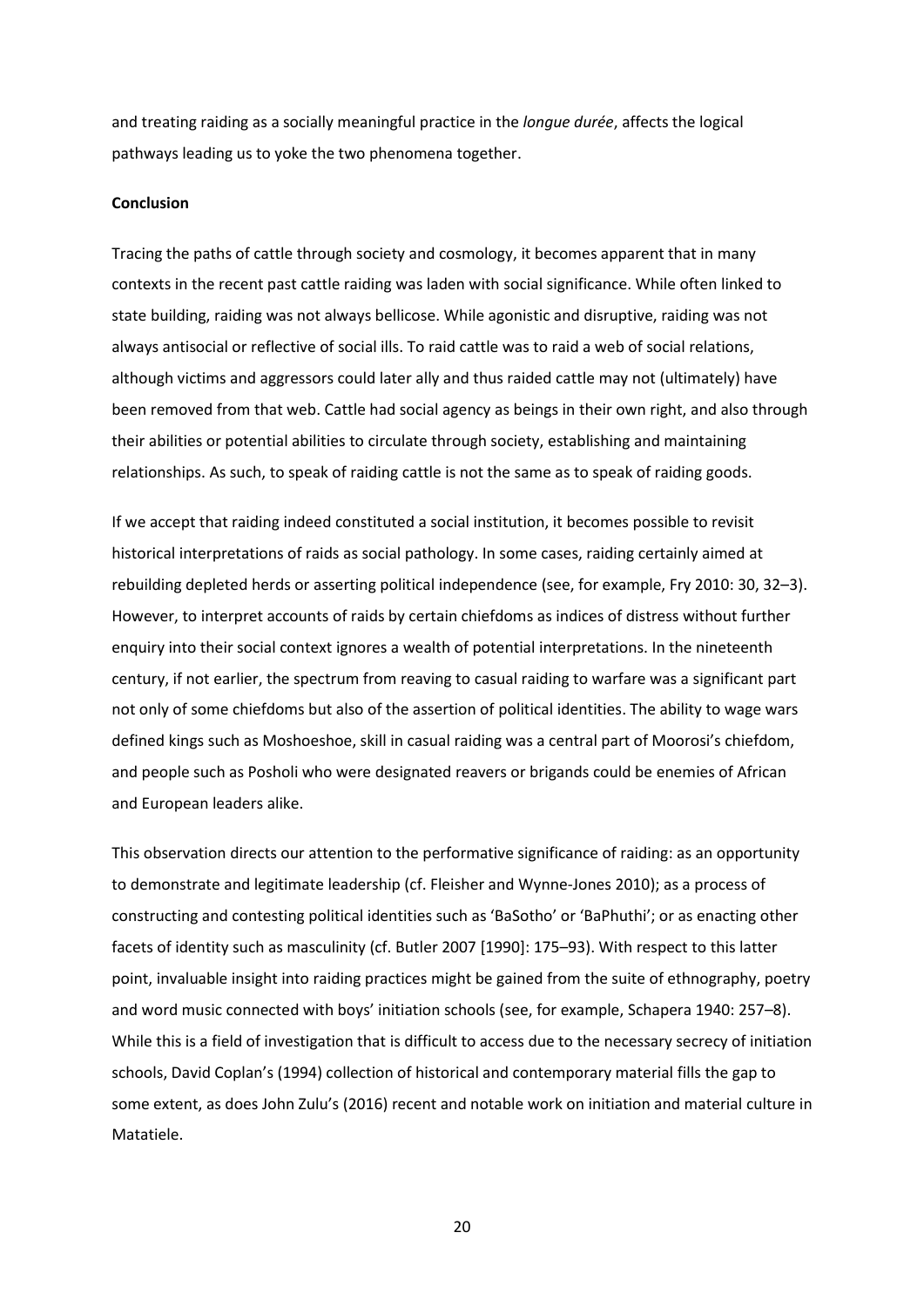and treating raiding as a socially meaningful practice in the *longue durée*, affects the logical pathways leading us to yoke the two phenomena together.

**Conclusion**

Tracing the paths of cattle through society and cosmology, it becomes apparent that in many contexts in the recent past cattle raiding was laden with social significance. While often linked to state building, raiding was not always bellicose. While agonistic and disruptive, raiding was not always antisocial or reflective of social ills. To raid cattle was to raid a web of social relations, although victims and aggressors could later ally and thus raided cattle may not (ultimately) have been removed from that web. Cattle had social agency as beings in their own right, and also through their abilities or potential abilities to circulate through society, establishing and maintaining relationships. As such, to speak of raiding cattle is not the same as to speak of raiding goods.

If we accept that raiding indeed constituted a social institution, it becomes possible to revisit historical interpretations of raids as social pathology. In some cases, raiding certainly aimed at rebuilding depleted herds or asserting political independence (see, for example, Fry 2010: 30, 32–3). However, to interpret accounts of raids by certain chiefdoms as indices of distress without further enquiry into their social context ignores a wealth of potential interpretations. In the nineteenth century, if not earlier, the spectrum from reaving to casual raiding to warfare was a significant part not only of some chiefdoms but also of the assertion of political identities. The ability to wage wars defined kings such as Moshoeshoe, skill in casual raiding was a central part of Moorosi's chiefdom, and people such as Posholi who were designated reavers or brigands could be enemies of African and European leaders alike.

This observation directs our attention to the performative significance of raiding: as an opportunity to demonstrate and legitimate leadership (cf. Fleisher and Wynne-Jones 2010); as a process of constructing and contesting political identities such as 'BaSotho' or 'BaPhuthi'; or as enacting other facets of identity such as masculinity (cf. Butler 2007 [1990]: 175–93). With respect to this latter point, invaluable insight into raiding practices might be gained from the suite of ethnography, poetry and word music connected with boys' initiation schools (see, for example, Schapera 1940: 257–8). While this is a field of investigation that is difficult to access due to the necessary secrecy of initiation schools, David Coplan's (1994) collection of historical and contemporary material fills the gap to some extent, as does John Zulu's (2016) recent and notable work on initiation and material culture in Matatiele.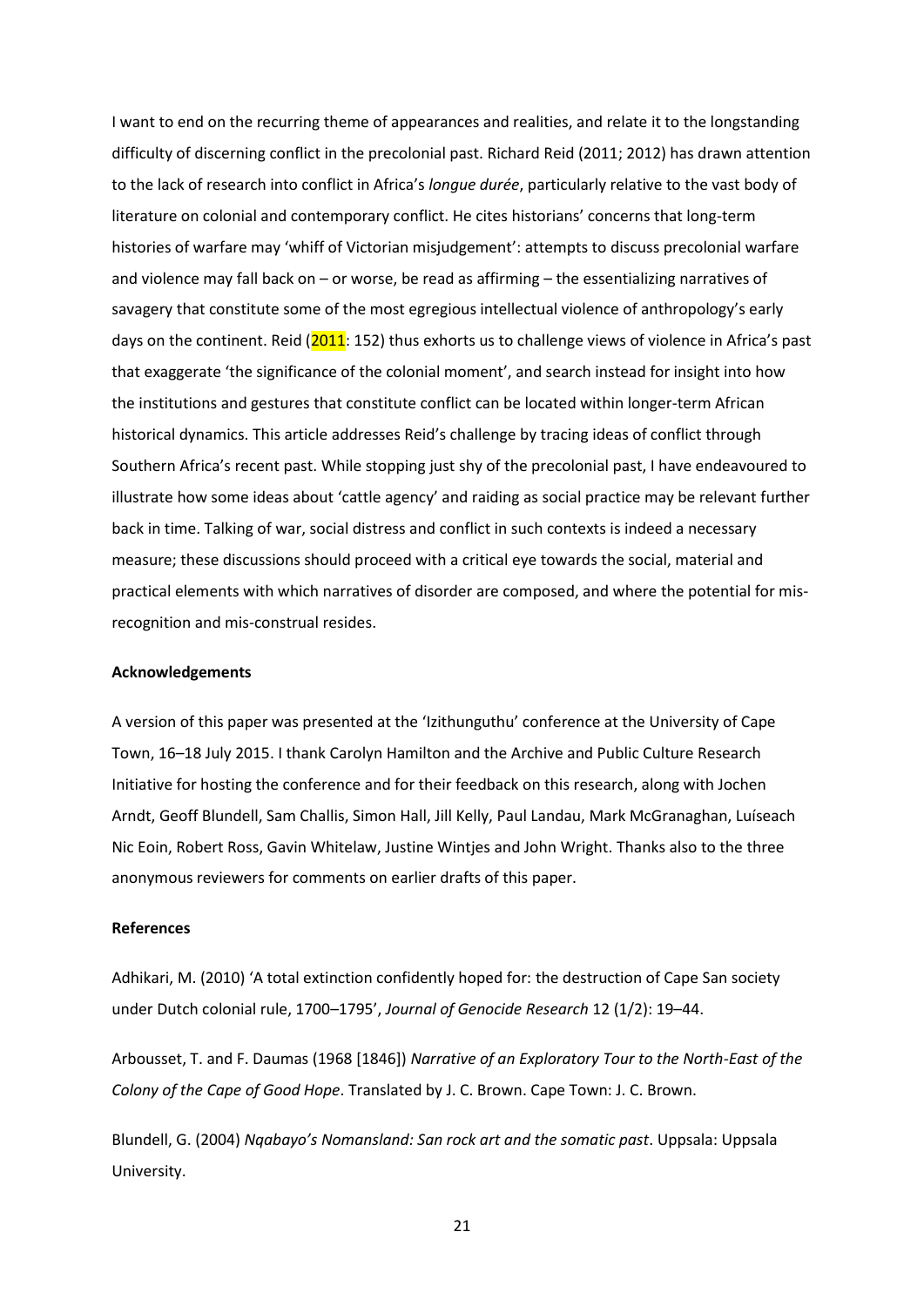I want to end on the recurring theme of appearances and realities, and relate it to the longstanding difficulty of discerning conflict in the precolonial past. Richard Reid (2011; 2012) has drawn attention to the lack of research into conflict in Africa's *longue durée*, particularly relative to the vast body of literature on colonial and contemporary conflict. He cites historians' concerns that long-term histories of warfare may 'whiff of Victorian misjudgement': attempts to discuss precolonial warfare and violence may fall back on – or worse, be read as affirming – the essentializing narratives of savagery that constitute some of the most egregious intellectual violence of anthropology's early days on the continent. Reid (2011: 152) thus exhorts us to challenge views of violence in Africa's past that exaggerate 'the significance of the colonial moment', and search instead for insight into how the institutions and gestures that constitute conflict can be located within longer-term African historical dynamics. This article addresses Reid's challenge by tracing ideas of conflict through Southern Africa's recent past. While stopping just shy of the precolonial past, I have endeavoured to illustrate how some ideas about 'cattle agency' and raiding as social practice may be relevant further back in time. Talking of war, social distress and conflict in such contexts is indeed a necessary measure; these discussions should proceed with a critical eye towards the social, material and practical elements with which narratives of disorder are composed, and where the potential for mis-recognition and mis-construal resides.

**Acknowledgements**

A version of this paper was presented at the 'Izithunguthu' conference at the University of Cape Town, 16–18 July 2015. I thank Carolyn Hamilton and the Archive and Public Culture Research Initiative for hosting the conference and for their feedback on this research, along with Jochen Arndt, Geoff Blundell, Sam Challis, Simon Hall, Jill Kelly, Paul Landau, Mark McGranaghan, Luíseach Nic Eoin, Robert Ross, Gavin Whitelaw, Justine Wintjes and John Wright. Thanks also to the three anonymous reviewers for comments on earlier drafts of this paper.

**References**

Adhikari, M. (2010) 'A total extinction confidently hoped for: the destruction of Cape San society under Dutch colonial rule, 1700–1795', *Journal of Genocide Research* 12 (1/2): 19–44.

Arbousset, T. and F. Daumas (1968 [1846]) *Narrative of an Exploratory Tour to the North-East of the Colony of the Cape of Good Hope*. Translated by J. C. Brown. Cape Town: J. C. Brown.

Blundell, G. (2004) *Nqabayo's Nomansland: San rock art and the somatic past*. Uppsala: Uppsala University.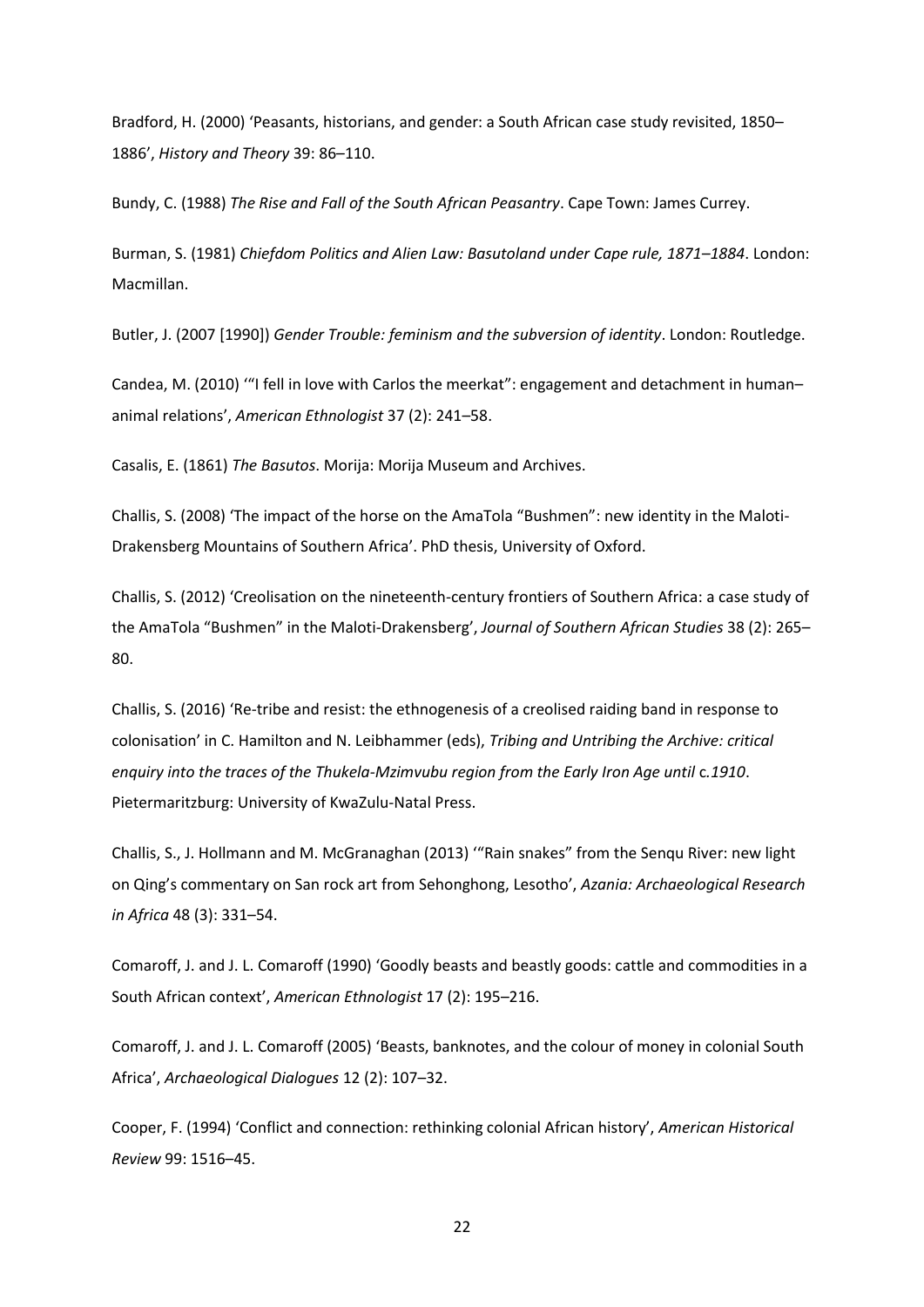Bradford, H. (2000) 'Peasants, historians, and gender: a South African case study revisited, 1850–1886', *History and Theory* 39: 86–110.

Bundy, C. (1988) *The Rise and Fall of the South African Peasantry*. Cape Town: James Currey.

Burman, S. (1981) *Chiefdom Politics and Alien Law: Basutoland under Cape rule, 1871–1884*. London: Macmillan.

Butler, J. (2007 [1990]) *Gender Trouble: feminism and the subversion of identity*. London: Routledge.

Candea, M. (2010) '"I fell in love with Carlos the meerkat": engagement and detachment in human–animal relations', *American Ethnologist* 37 (2): 241–58.

Casalis, E. (1861) *The Basutos*. Morija: Morija Museum and Archives.

Challis, S. (2008) 'The impact of the horse on the AmaTola "Bushmen": new identity in the Maloti-Drakensberg Mountains of Southern Africa'. PhD thesis, University of Oxford.

Challis, S. (2012) 'Creolisation on the nineteenth-century frontiers of Southern Africa: a case study of the AmaTola "Bushmen" in the Maloti-Drakensberg', *Journal of Southern African Studies* 38 (2): 265–80.

Challis, S. (2016) 'Re-tribe and resist: the ethnogenesis of a creolised raiding band in response to colonisation' in C. Hamilton and N. Leibhammer (eds), *Tribing and Untribing the Archive: critical enquiry into the traces of the Thukela-Mzimvubu region from the Early Iron Age until* c.*1910*. Pietermaritzburg: University of KwaZulu-Natal Press.

Challis, S., J. Hollmann and M. McGranaghan (2013) '"Rain snakes" from the Senqu River: new light on Qing's commentary on San rock art from Sehonghong, Lesotho', *Azania: Archaeological Research in Africa* 48 (3): 331–54.

Comaroff, J. and J. L. Comaroff (1990) 'Goodly beasts and beastly goods: cattle and commodities in a South African context', *American Ethnologist* 17 (2): 195–216.

Comaroff, J. and J. L. Comaroff (2005) 'Beasts, banknotes, and the colour of money in colonial South Africa', *Archaeological Dialogues* 12 (2): 107–32.

Cooper, F. (1994) 'Conflict and connection: rethinking colonial African history', *American Historical Review* 99: 1516–45.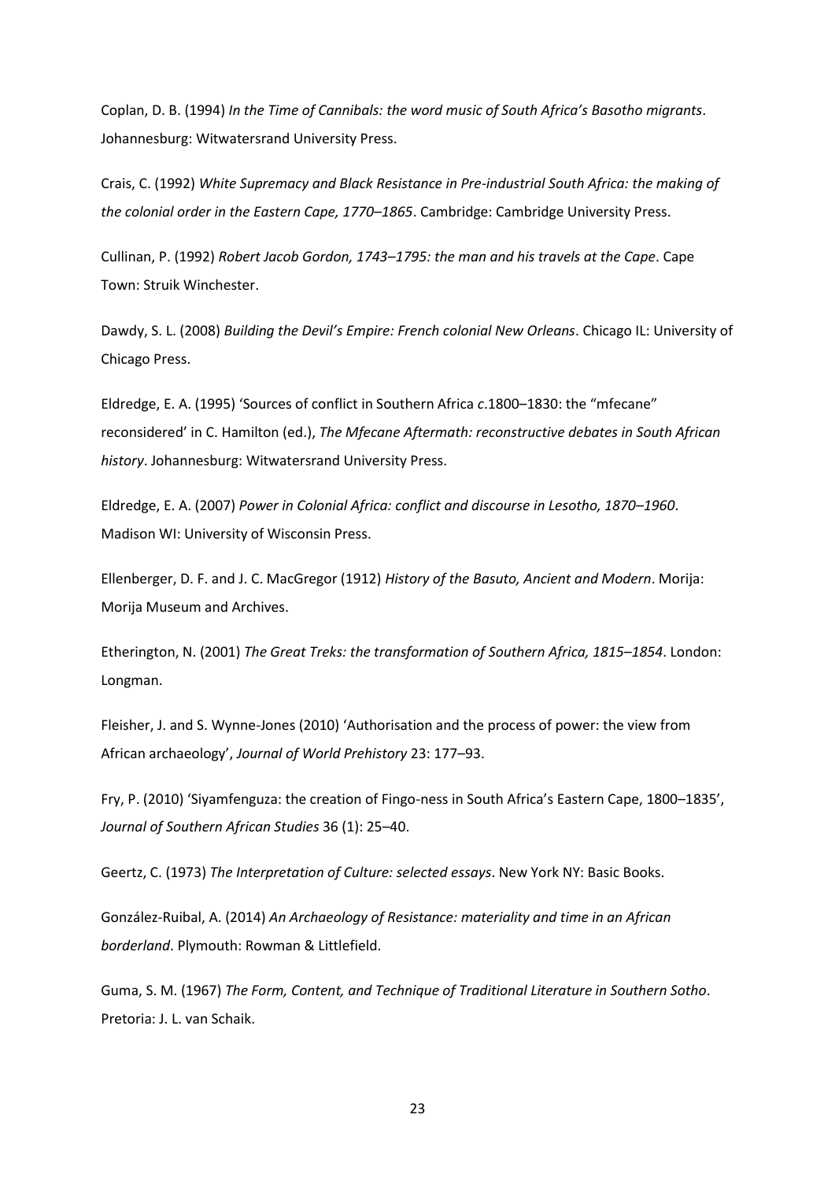Coplan, D. B. (1994) *In the Time of Cannibals: the word music of South Africa's Basotho migrants*. Johannesburg: Witwatersrand University Press.

Crais, C. (1992) *White Supremacy and Black Resistance in Pre-industrial South Africa: the making of the colonial order in the Eastern Cape, 1770–1865*. Cambridge: Cambridge University Press.

Cullinan, P. (1992) *Robert Jacob Gordon, 1743–1795: the man and his travels at the Cape*. Cape Town: Struik Winchester.

Dawdy, S. L. (2008) *Building the Devil's Empire: French colonial New Orleans*. Chicago IL: University of Chicago Press.

Eldredge, E. A. (1995) 'Sources of conflict in Southern Africa *c*.1800–1830: the "mfecane" reconsidered' in C. Hamilton (ed.), *The Mfecane Aftermath: reconstructive debates in South African history*. Johannesburg: Witwatersrand University Press.

Eldredge, E. A. (2007) *Power in Colonial Africa: conflict and discourse in Lesotho, 1870–1960*. Madison WI: University of Wisconsin Press.

Ellenberger, D. F. and J. C. MacGregor (1912) *History of the Basuto, Ancient and Modern*. Morija: Morija Museum and Archives.

Etherington, N. (2001) *The Great Treks: the transformation of Southern Africa, 1815–1854*. London: Longman.

Fleisher, J. and S. Wynne-Jones (2010) 'Authorisation and the process of power: the view from African archaeology', *Journal of World Prehistory* 23: 177–93.

Fry, P. (2010) 'Siyamfenguza: the creation of Fingo-ness in South Africa's Eastern Cape, 1800–1835', *Journal of Southern African Studies* 36 (1): 25–40.

Geertz, C. (1973) *The Interpretation of Culture: selected essays*. New York NY: Basic Books.

González-Ruibal, A. (2014) *An Archaeology of Resistance: materiality and time in an African borderland*. Plymouth: Rowman & Littlefield.

Guma, S. M. (1967) *The Form, Content, and Technique of Traditional Literature in Southern Sotho*. Pretoria: J. L. van Schaik.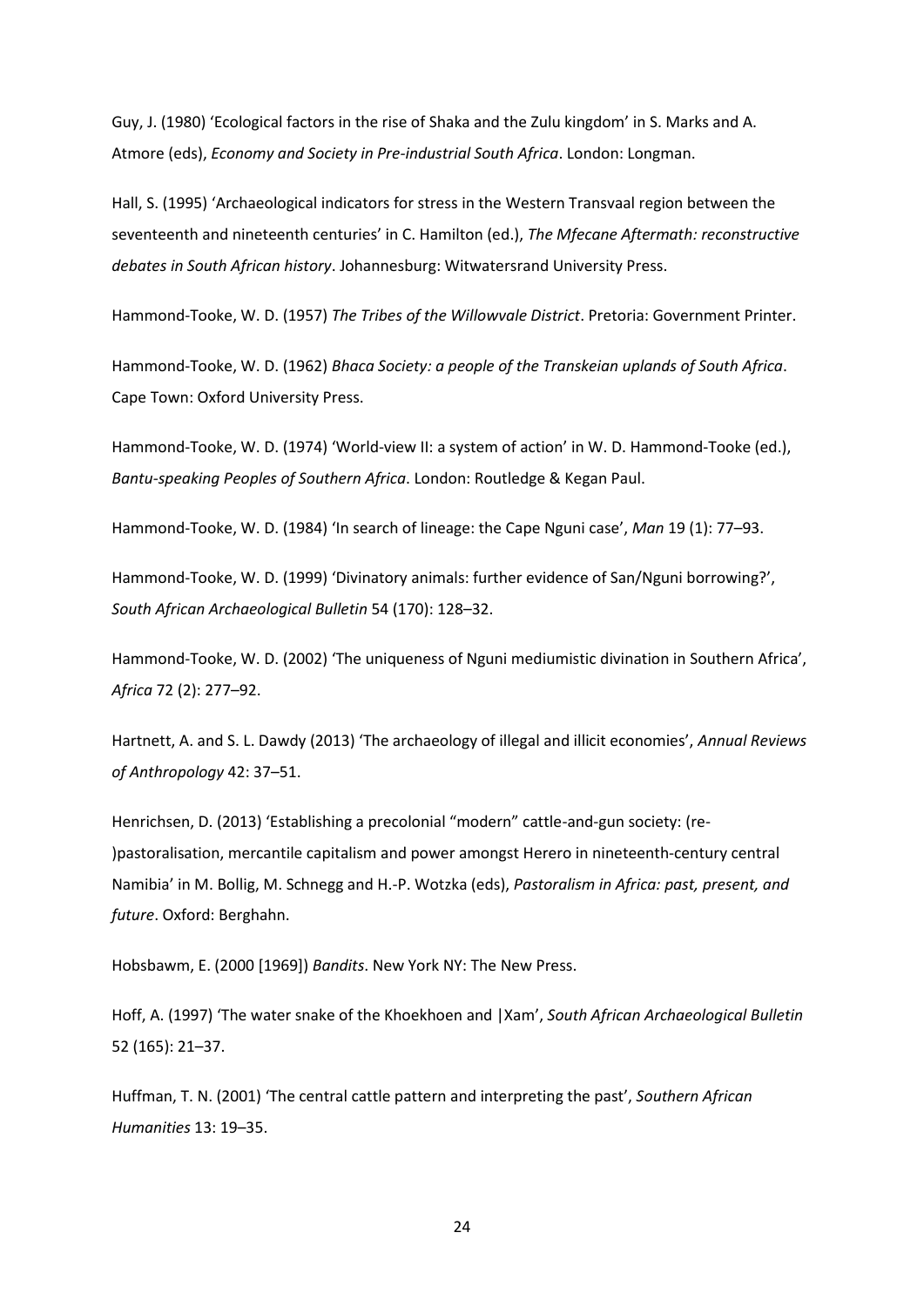Guy, J. (1980) 'Ecological factors in the rise of Shaka and the Zulu kingdom' in S. Marks and A. Atmore (eds), *Economy and Society in Pre-industrial South Africa*. London: Longman.

Hall, S. (1995) 'Archaeological indicators for stress in the Western Transvaal region between the seventeenth and nineteenth centuries' in C. Hamilton (ed.), *The Mfecane Aftermath: reconstructive debates in South African history*. Johannesburg: Witwatersrand University Press.

Hammond-Tooke, W. D. (1957) *The Tribes of the Willowvale District*. Pretoria: Government Printer.

Hammond-Tooke, W. D. (1962) *Bhaca Society: a people of the Transkeian uplands of South Africa*. Cape Town: Oxford University Press.

Hammond-Tooke, W. D. (1974) 'World-view II: a system of action' in W. D. Hammond-Tooke (ed.), *Bantu-speaking Peoples of Southern Africa*. London: Routledge & Kegan Paul.

Hammond-Tooke, W. D. (1984) 'In search of lineage: the Cape Nguni case', *Man* 19 (1): 77–93.

Hammond-Tooke, W. D. (1999) 'Divinatory animals: further evidence of San/Nguni borrowing?', *South African Archaeological Bulletin* 54 (170): 128–32.

Hammond-Tooke, W. D. (2002) 'The uniqueness of Nguni mediumistic divination in Southern Africa', *Africa* 72 (2): 277–92.

Hartnett, A. and S. L. Dawdy (2013) 'The archaeology of illegal and illicit economies', *Annual Reviews of Anthropology* 42: 37–51.

Henrichsen, D. (2013) 'Establishing a precolonial "modern" cattle-and-gun society: (re-)pastoralisation, mercantile capitalism and power amongst Herero in nineteenth-century central Namibia' in M. Bollig, M. Schnegg and H.-P. Wotzka (eds), *Pastoralism in Africa: past, present, and future*. Oxford: Berghahn.

Hobsbawm, E. (2000 [1969]) *Bandits*. New York NY: The New Press.

Hoff, A. (1997) 'The water snake of the Khoekhoen and |Xam', *South African Archaeological Bulletin* 52 (165): 21–37.

Huffman, T. N. (2001) 'The central cattle pattern and interpreting the past', *Southern African Humanities* 13: 19–35.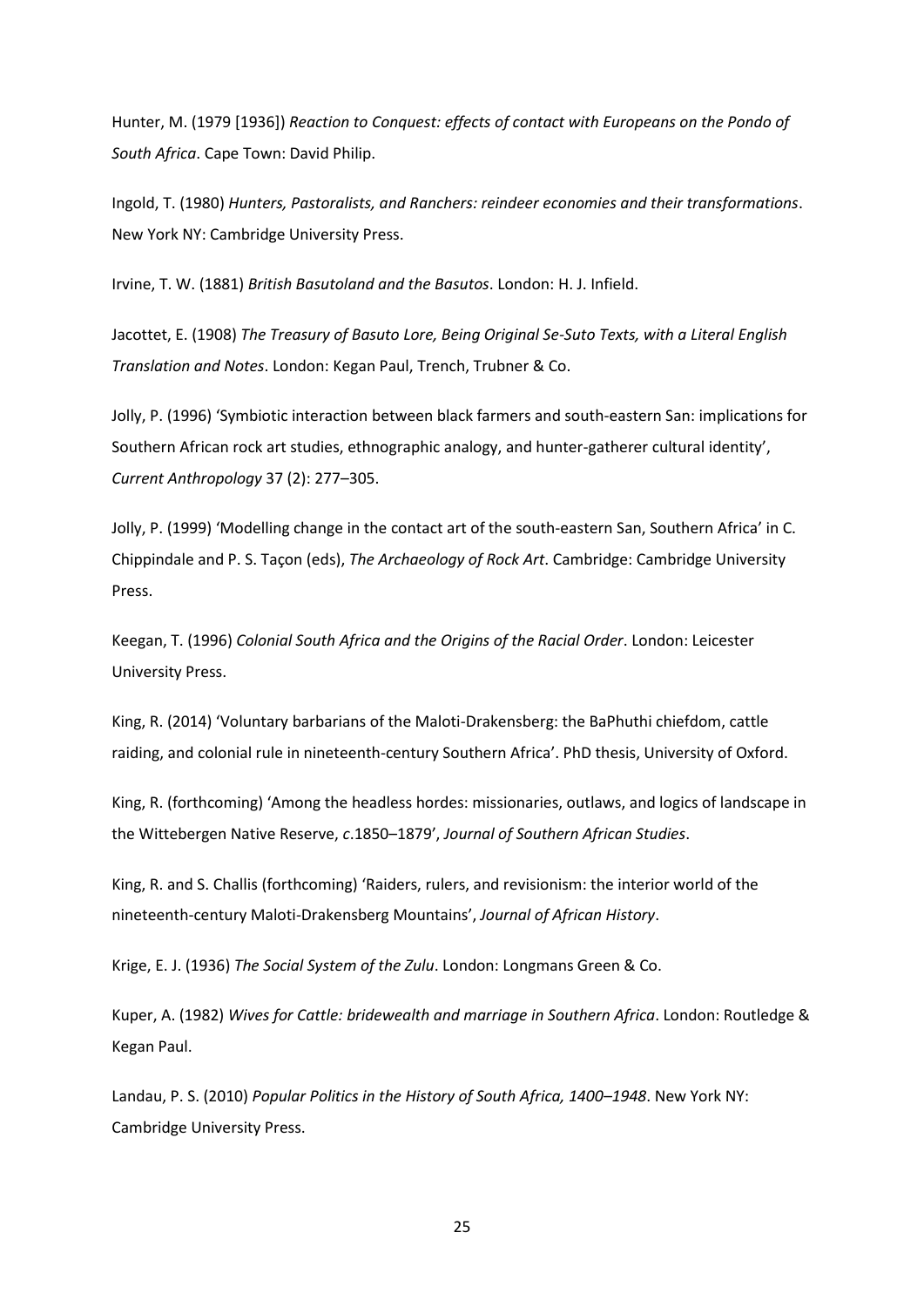Hunter, M. (1979 [1936]) *Reaction to Conquest: effects of contact with Europeans on the Pondo of South Africa*. Cape Town: David Philip.

Ingold, T. (1980) *Hunters, Pastoralists, and Ranchers: reindeer economies and their transformations*. New York NY: Cambridge University Press.

Irvine, T. W. (1881) *British Basutoland and the Basutos*. London: H. J. Infield.

Jacottet, E. (1908) *The Treasury of Basuto Lore, Being Original Se-Suto Texts, with a Literal English Translation and Notes*. London: Kegan Paul, Trench, Trubner & Co.

Jolly, P. (1996) 'Symbiotic interaction between black farmers and south-eastern San: implications for Southern African rock art studies, ethnographic analogy, and hunter-gatherer cultural identity', *Current Anthropology* 37 (2): 277–305.

Jolly, P. (1999) 'Modelling change in the contact art of the south-eastern San, Southern Africa' in C. Chippindale and P. S. Taçon (eds), *The Archaeology of Rock Art*. Cambridge: Cambridge University Press.

Keegan, T. (1996) *Colonial South Africa and the Origins of the Racial Order*. London: Leicester University Press.

King, R. (2014) 'Voluntary barbarians of the Maloti-Drakensberg: the BaPhuthi chiefdom, cattle raiding, and colonial rule in nineteenth-century Southern Africa'. PhD thesis, University of Oxford.

King, R. (forthcoming) 'Among the headless hordes: missionaries, outlaws, and logics of landscape in the Wittebergen Native Reserve, *c*.1850–1879', *Journal of Southern African Studies*.

King, R. and S. Challis (forthcoming) 'Raiders, rulers, and revisionism: the interior world of the nineteenth-century Maloti-Drakensberg Mountains', *Journal of African History*.

Krige, E. J. (1936) *The Social System of the Zulu*. London: Longmans Green & Co.

Kuper, A. (1982) *Wives for Cattle: bridewealth and marriage in Southern Africa*. London: Routledge & Kegan Paul.

Landau, P. S. (2010) *Popular Politics in the History of South Africa, 1400–1948*. New York NY: Cambridge University Press.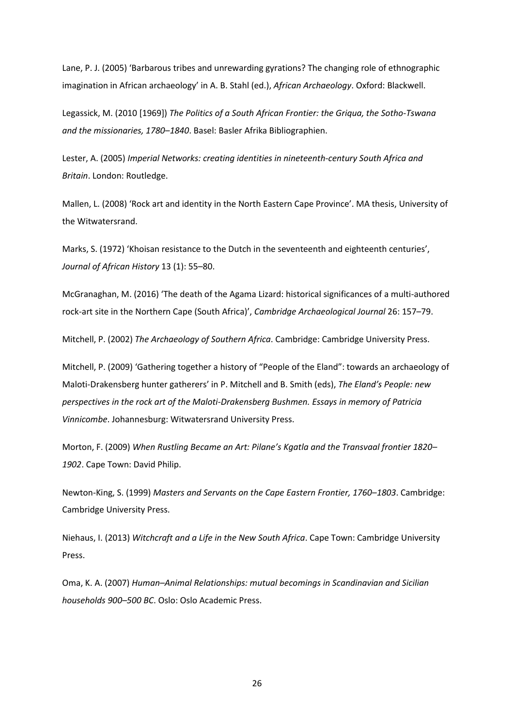Lane, P. J. (2005) 'Barbarous tribes and unrewarding gyrations? The changing role of ethnographic imagination in African archaeology' in A. B. Stahl (ed.), *African Archaeology*. Oxford: Blackwell.

Legassick, M. (2010 [1969]) *The Politics of a South African Frontier: the Griqua, the Sotho-Tswana and the missionaries, 1780–1840*. Basel: Basler Afrika Bibliographien.

Lester, A. (2005) *Imperial Networks: creating identities in nineteenth-century South Africa and Britain*. London: Routledge.

Mallen, L. (2008) 'Rock art and identity in the North Eastern Cape Province'. MA thesis, University of the Witwatersrand.

Marks, S. (1972) 'Khoisan resistance to the Dutch in the seventeenth and eighteenth centuries', *Journal of African History* 13 (1): 55–80.

McGranaghan, M. (2016) 'The death of the Agama Lizard: historical significances of a multi-authored rock-art site in the Northern Cape (South Africa)', *Cambridge Archaeological Journal* 26: 157–79.

Mitchell, P. (2002) *The Archaeology of Southern Africa*. Cambridge: Cambridge University Press.

Mitchell, P. (2009) 'Gathering together a history of "People of the Eland": towards an archaeology of Maloti-Drakensberg hunter gatherers' in P. Mitchell and B. Smith (eds), *The Eland's People: new perspectives in the rock art of the Maloti-Drakensberg Bushmen. Essays in memory of Patricia Vinnicombe*. Johannesburg: Witwatersrand University Press.

Morton, F. (2009) *When Rustling Became an Art: Pilane's Kgatla and the Transvaal frontier 1820–1902*. Cape Town: David Philip.

Newton-King, S. (1999) *Masters and Servants on the Cape Eastern Frontier, 1760–1803*. Cambridge: Cambridge University Press.

Niehaus, I. (2013) *Witchcraft and a Life in the New South Africa*. Cape Town: Cambridge University Press.

Oma, K. A. (2007) *Human–Animal Relationships: mutual becomings in Scandinavian and Sicilian households 900–500 BC*. Oslo: Oslo Academic Press.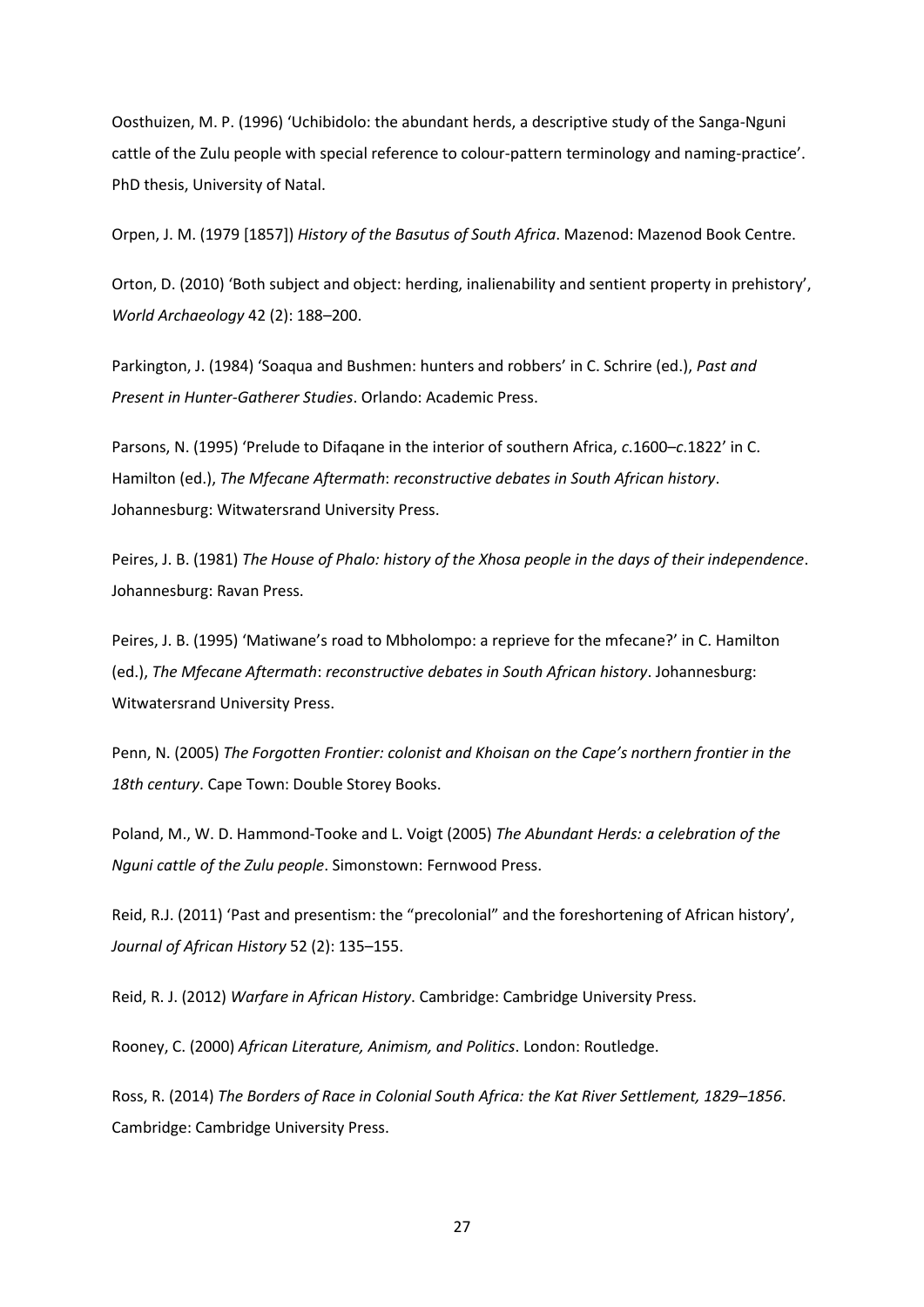Oosthuizen, M. P. (1996) 'Uchibidolo: the abundant herds, a descriptive study of the Sanga-Nguni cattle of the Zulu people with special reference to colour-pattern terminology and naming-practice'. PhD thesis, University of Natal.

Orpen, J. M. (1979 [1857]) *History of the Basutus of South Africa*. Mazenod: Mazenod Book Centre.

Orton, D. (2010) 'Both subject and object: herding, inalienability and sentient property in prehistory', *World Archaeology* 42 (2): 188–200.

Parkington, J. (1984) 'Soaqua and Bushmen: hunters and robbers' in C. Schrire (ed.), *Past and Present in Hunter-Gatherer Studies*. Orlando: Academic Press.

Parsons, N. (1995) 'Prelude to Difaqane in the interior of southern Africa, *c*.1600–*c*.1822' in C. Hamilton (ed.), *The Mfecane Aftermath*: *reconstructive debates in South African history*. Johannesburg: Witwatersrand University Press.

Peires, J. B. (1981) *The House of Phalo: history of the Xhosa people in the days of their independence*. Johannesburg: Ravan Press.

Peires, J. B. (1995) 'Matiwane's road to Mbholompo: a reprieve for the mfecane?' in C. Hamilton (ed.), *The Mfecane Aftermath*: *reconstructive debates in South African history*. Johannesburg: Witwatersrand University Press.

Penn, N. (2005) *The Forgotten Frontier: colonist and Khoisan on the Cape's northern frontier in the 18th century*. Cape Town: Double Storey Books.

Poland, M., W. D. Hammond-Tooke and L. Voigt (2005) *The Abundant Herds: a celebration of the Nguni cattle of the Zulu people*. Simonstown: Fernwood Press.

Reid, R.J. (2011) 'Past and presentism: the "precolonial" and the foreshortening of African history', *Journal of African History* 52 (2): 135–155.

Reid, R. J. (2012) *Warfare in African History*. Cambridge: Cambridge University Press.

Rooney, C. (2000) *African Literature, Animism, and Politics*. London: Routledge.

Ross, R. (2014) *The Borders of Race in Colonial South Africa: the Kat River Settlement, 1829–1856*. Cambridge: Cambridge University Press.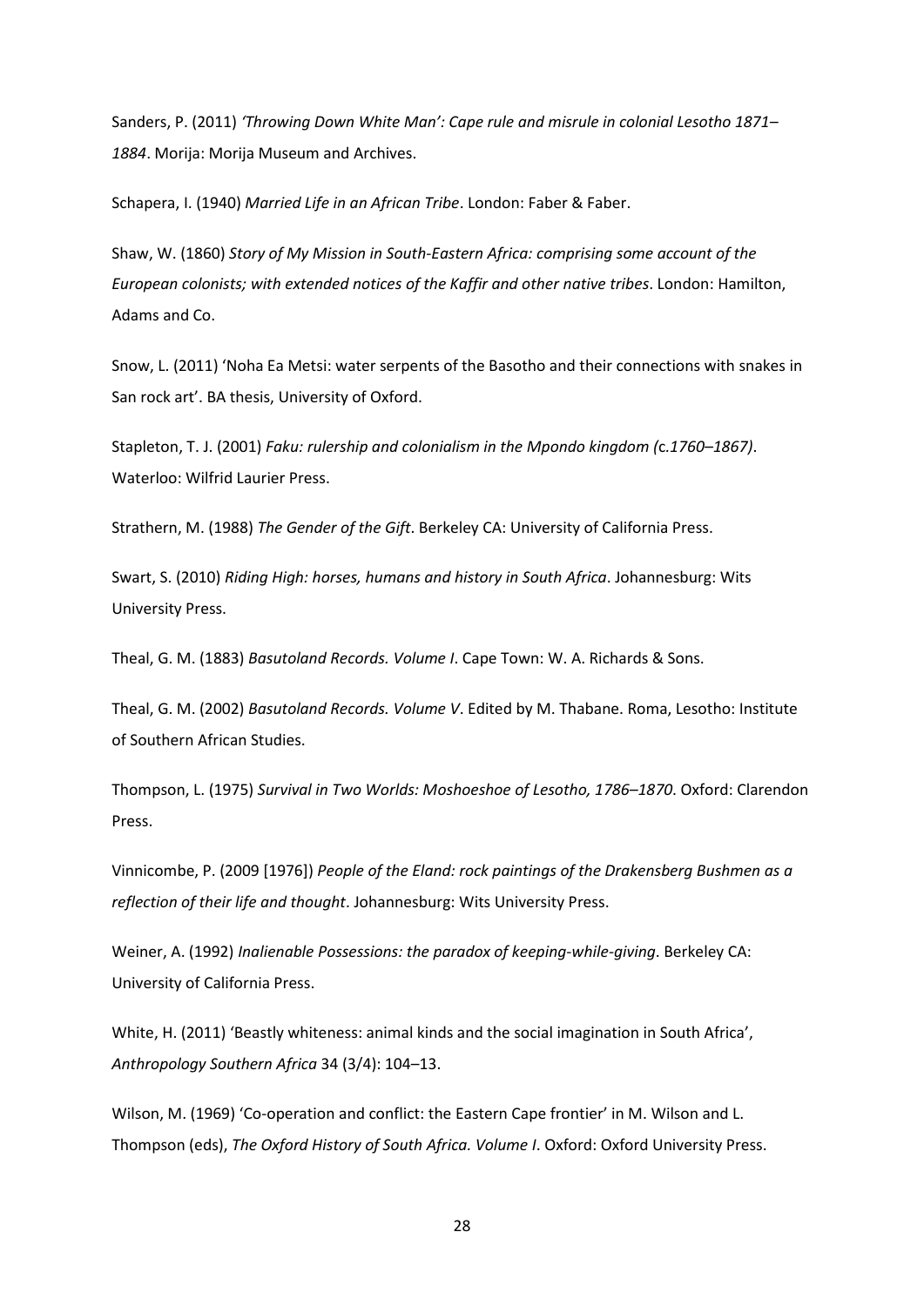Sanders, P. (2011) *'Throwing Down White Man': Cape rule and misrule in colonial Lesotho 1871–1884*. Morija: Morija Museum and Archives.

Schapera, I. (1940) *Married Life in an African Tribe*. London: Faber & Faber.

Shaw, W. (1860) *Story of My Mission in South-Eastern Africa: comprising some account of the European colonists; with extended notices of the Kaffir and other native tribes*. London: Hamilton, Adams and Co.

Snow, L. (2011) 'Noha Ea Metsi: water serpents of the Basotho and their connections with snakes in San rock art'. BA thesis, University of Oxford.

Stapleton, T. J. (2001) *Faku: rulership and colonialism in the Mpondo kingdom (*c.*1760–1867)*. Waterloo: Wilfrid Laurier Press.

Strathern, M. (1988) *The Gender of the Gift*. Berkeley CA: University of California Press.

Swart, S. (2010) *Riding High: horses, humans and history in South Africa*. Johannesburg: Wits University Press.

Theal, G. M. (1883) *Basutoland Records. Volume I*. Cape Town: W. A. Richards & Sons.

Theal, G. M. (2002) *Basutoland Records. Volume V*. Edited by M. Thabane. Roma, Lesotho: Institute of Southern African Studies.

Thompson, L. (1975) *Survival in Two Worlds: Moshoeshoe of Lesotho, 1786–1870*. Oxford: Clarendon Press.

Vinnicombe, P. (2009 [1976]) *People of the Eland: rock paintings of the Drakensberg Bushmen as a reflection of their life and thought*. Johannesburg: Wits University Press.

Weiner, A. (1992) *Inalienable Possessions: the paradox of keeping-while-giving*. Berkeley CA: University of California Press.

White, H. (2011) 'Beastly whiteness: animal kinds and the social imagination in South Africa', *Anthropology Southern Africa* 34 (3/4): 104–13.

Wilson, M. (1969) 'Co-operation and conflict: the Eastern Cape frontier' in M. Wilson and L. Thompson (eds), *The Oxford History of South Africa. Volume I*. Oxford: Oxford University Press.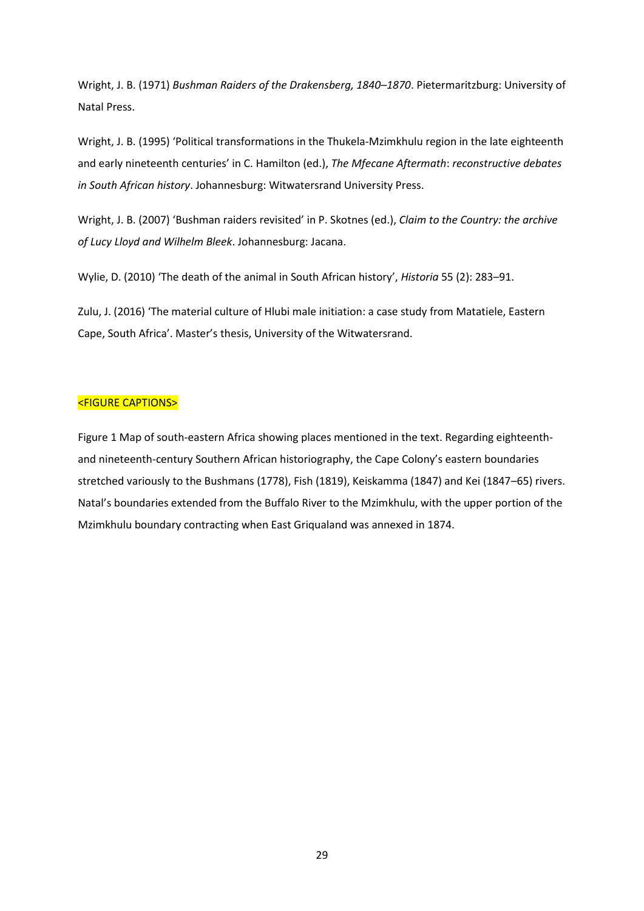Wright, J. B. (1971) *Bushman Raiders of the Drakensberg, 1840–1870*. Pietermaritzburg: University of Natal Press.

Wright, J. B. (1995) 'Political transformations in the Thukela-Mzimkhulu region in the late eighteenth and early nineteenth centuries' in C. Hamilton (ed.), *The Mfecane Aftermath*: *reconstructive debates in South African history*. Johannesburg: Witwatersrand University Press.

Wright, J. B. (2007) 'Bushman raiders revisited' in P. Skotnes (ed.), *Claim to the Country: the archive of Lucy Lloyd and Wilhelm Bleek*. Johannesburg: Jacana.

Wylie, D. (2010) 'The death of the animal in South African history', *Historia* 55 (2): 283–91.

Zulu, J. (2016) 'The material culture of Hlubi male initiation: a case study from Matatiele, Eastern Cape, South Africa'. Master's thesis, University of the Witwatersrand.

<FIGURE CAPTIONS>

Figure 1 Map of south-eastern Africa showing places mentioned in the text. Regarding eighteenth- and nineteenth-century Southern African historiography, the Cape Colony's eastern boundaries stretched variously to the Bushmans (1778), Fish (1819), Keiskamma (1847) and Kei (1847–65) rivers. Natal's boundaries extended from the Buffalo River to the Mzimkhulu, with the upper portion of the Mzimkhulu boundary contracting when East Griqualand was annexed in 1874.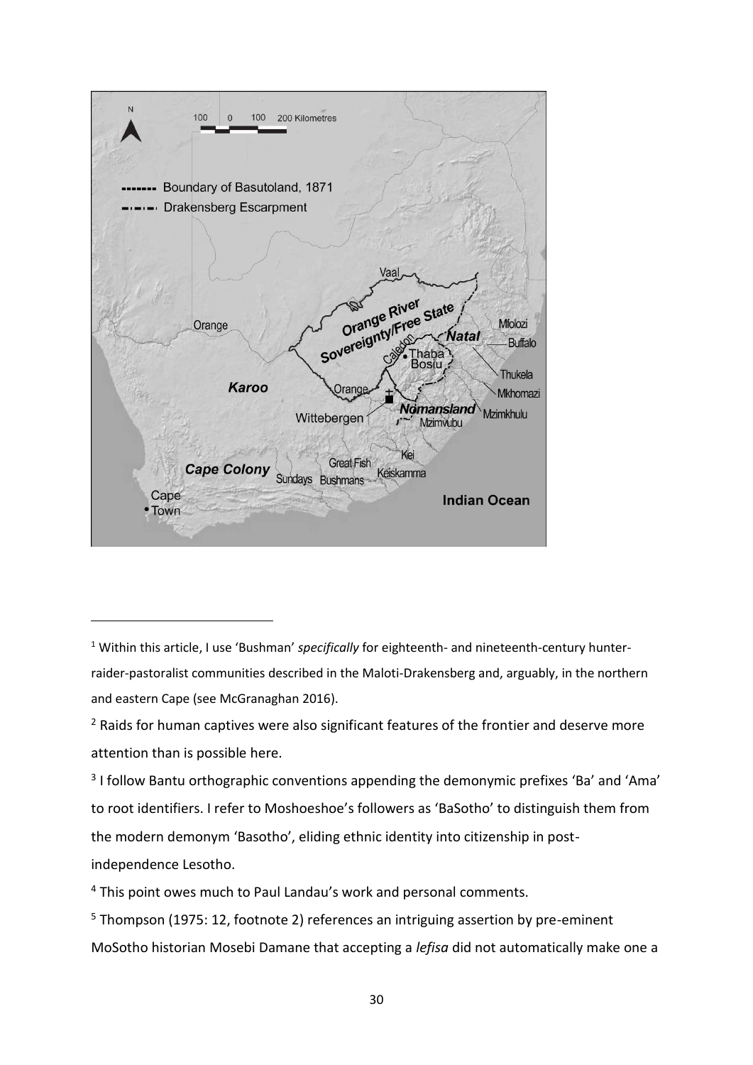¹ Within this article, I use 'Bushman' *specifically* for eighteenth- and nineteenth-century hunter-raider-pastoralist communities described in the Maloti-Drakensberg and, arguably, in the northern and eastern Cape (see McGranaghan 2016).

² Raids for human captives were also significant features of the frontier and deserve more attention than is possible here.

³ I follow Bantu orthographic conventions appending the demonymic prefixes 'Ba' and 'Ama' to root identifiers. I refer to Moshoeshoe's followers as 'BaSotho' to distinguish them from the modern demonym 'Basotho', eliding ethnic identity into citizenship in post-independence Lesotho.

⁴ This point owes much to Paul Landau's work and personal comments.

⁵ Thompson (1975: 12, footnote 2) references an intriguing assertion by pre-eminent MoSotho historian Mosebi Damane that accepting a *lefisa* did not automatically make one a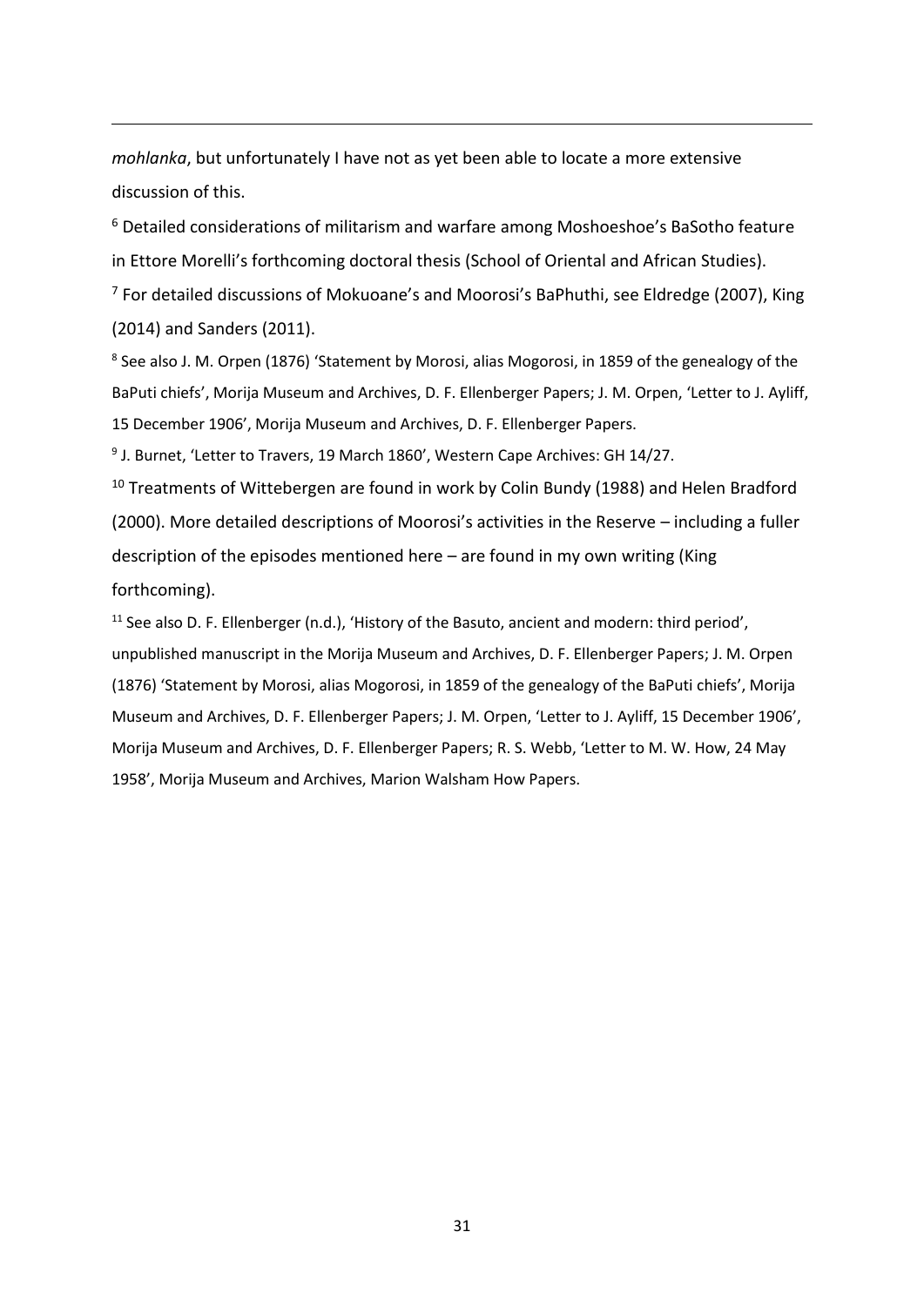*mohlanka*, but unfortunately I have not as yet been able to locate a more extensive discussion of this.

[6] Detailed considerations of militarism and warfare among Moshoeshoe's BaSotho feature in Ettore Morelli's forthcoming doctoral thesis (School of Oriental and African Studies).

[7] For detailed discussions of Mokuoane's and Moorosi's BaPhuthi, see Eldredge (2007), King (2014) and Sanders (2011).

[8] See also J. M. Orpen (1876) 'Statement by Morosi, alias Mogorosi, in 1859 of the genealogy of the BaPuti chiefs', Morija Museum and Archives, D. F. Ellenberger Papers; J. M. Orpen, 'Letter to J. Ayliff, 15 December 1906', Morija Museum and Archives, D. F. Ellenberger Papers.

[9] J. Burnet, 'Letter to Travers, 19 March 1860', Western Cape Archives: GH 14/27.

[10] Treatments of Wittebergen are found in work by Colin Bundy (1988) and Helen Bradford (2000). More detailed descriptions of Moorosi's activities in the Reserve – including a fuller description of the episodes mentioned here – are found in my own writing (King forthcoming).

[11] See also D. F. Ellenberger (n.d.), 'History of the Basuto, ancient and modern: third period', unpublished manuscript in the Morija Museum and Archives, D. F. Ellenberger Papers; J. M. Orpen (1876) 'Statement by Morosi, alias Mogorosi, in 1859 of the genealogy of the BaPuti chiefs', Morija Museum and Archives, D. F. Ellenberger Papers; J. M. Orpen, 'Letter to J. Ayliff, 15 December 1906', Morija Museum and Archives, D. F. Ellenberger Papers; R. S. Webb, 'Letter to M. W. How, 24 May 1958', Morija Museum and Archives, Marion Walsham How Papers.